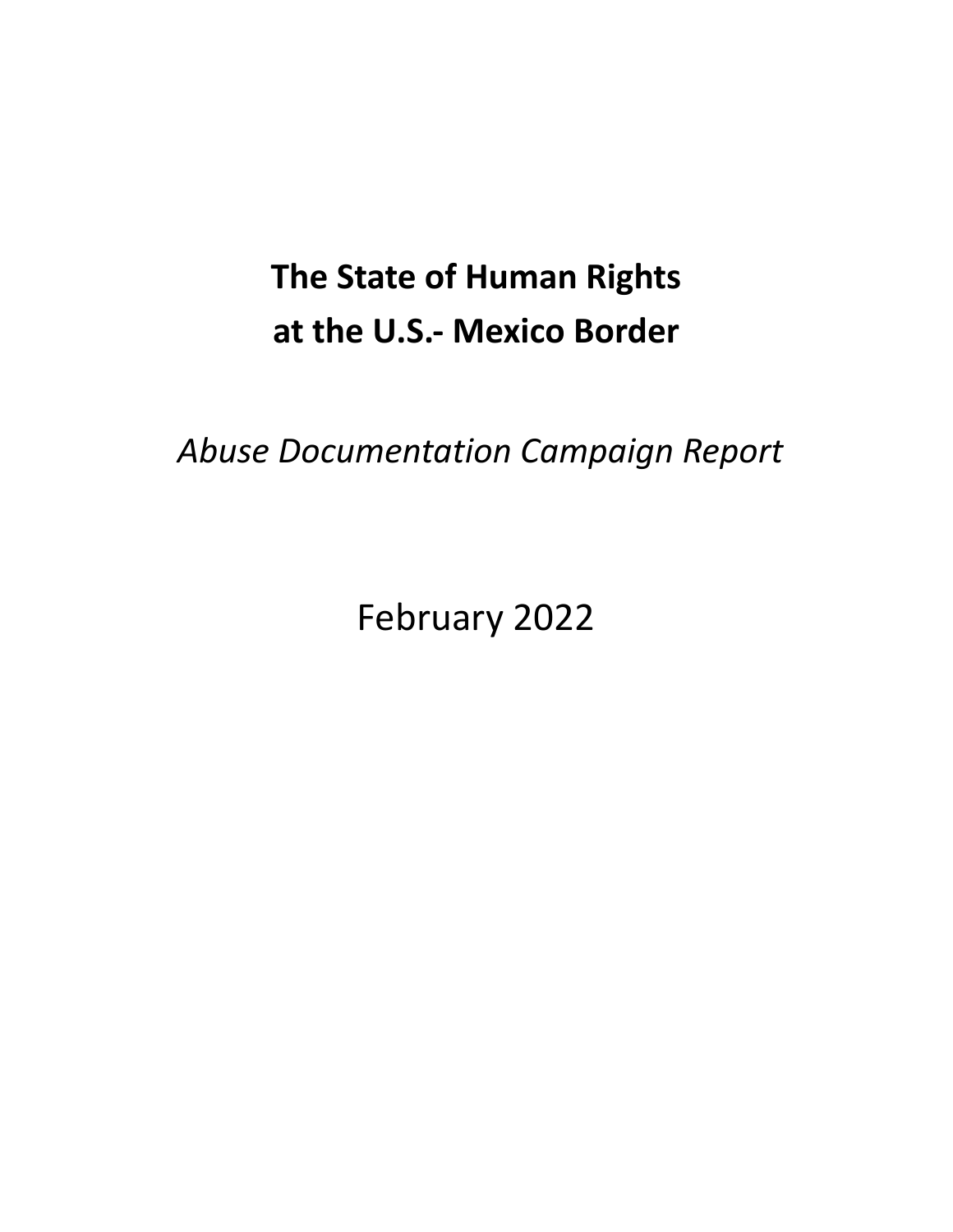# The State of Human Rights at the U.S.- Mexico Border

*Abuse Documentation Campaign Report*

February 2022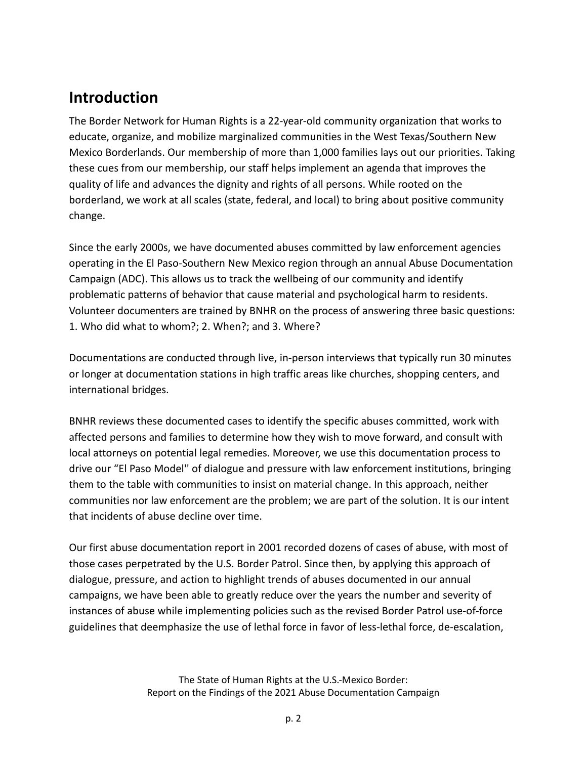## Introduction

The Border Network for Human Rights is a 22-year-old community organization that works to educate, organize, and mobilize marginalized communities in the West Texas/Southern New Mexico Borderlands. Our membership of more than 1,000 families lays out our priorities. Taking these cues from our membership, our staff helps implement an agenda that improves the quality of life and advances the dignity and rights of all persons. While rooted on the borderland, we work at all scales (state, federal, and local) to bring about positive community change.

Since the early 2000s, we have documented abuses committed by law enforcement agencies operating in the El Paso-Southern New Mexico region through an annual Abuse Documentation Campaign (ADC). This allows us to track the wellbeing of our community and identify problematic patterns of behavior that cause material and psychological harm to residents. Volunteer documenters are trained by BNHR on the process of answering three basic questions: 1. Who did what to whom?; 2. When?; and 3. Where?

Documentations are conducted through live, in-person interviews that typically run 30 minutes or longer at documentation stations in high traffic areas like churches, shopping centers, and international bridges.

BNHR reviews these documented cases to identify the specific abuses committed, work with affected persons and families to determine how they wish to move forward, and consult with local attorneys on potential legal remedies. Moreover, we use this documentation process to drive our "El Paso Model'' of dialogue and pressure with law enforcement institutions, bringing them to the table with communities to insist on material change. In this approach, neither communities nor law enforcement are the problem; we are part of the solution. It is our intent that incidents of abuse decline over time.

Our first abuse documentation report in 2001 recorded dozens of cases of abuse, with most of those cases perpetrated by the U.S. Border Patrol. Since then, by applying this approach of dialogue, pressure, and action to highlight trends of abuses documented in our annual campaigns, we have been able to greatly reduce over the years the number and severity of instances of abuse while implementing policies such as the revised Border Patrol use-of-force guidelines that deemphasize the use of lethal force in favor of less-lethal force, de-escalation,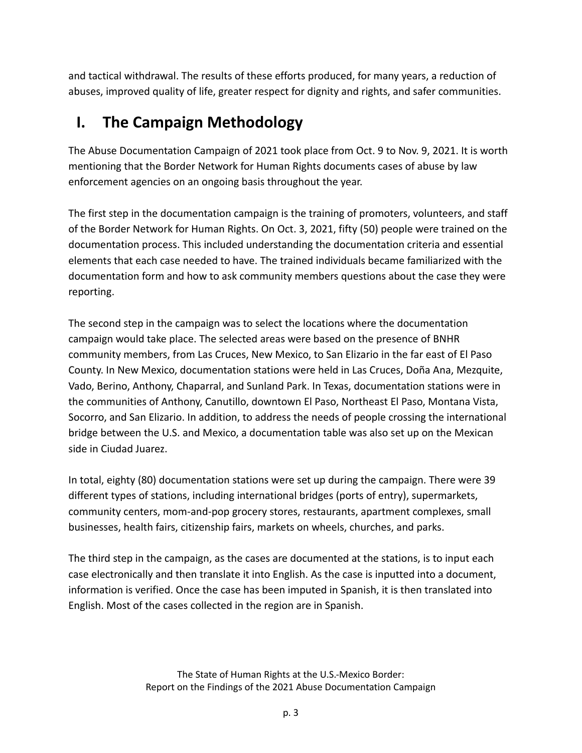and tactical withdrawal. The results of these efforts produced, for many years, a reduction of abuses, improved quality of life, greater respect for dignity and rights, and safer communities.

# I. The Campaign Methodology

The Abuse Documentation Campaign of 2021 took place from Oct. 9 to Nov. 9, 2021. It is worth mentioning that the Border Network for Human Rights documents cases of abuse by law enforcement agencies on an ongoing basis throughout the year.

The first step in the documentation campaign is the training of promoters, volunteers, and staff of the Border Network for Human Rights. On Oct. 3, 2021, fifty (50) people were trained on the documentation process. This included understanding the documentation criteria and essential elements that each case needed to have. The trained individuals became familiarized with the documentation form and how to ask community members questions about the case they were reporting.

The second step in the campaign was to select the locations where the documentation campaign would take place. The selected areas were based on the presence of BNHR community members, from Las Cruces, New Mexico, to San Elizario in the far east of El Paso County. In New Mexico, documentation stations were held in Las Cruces, Doña Ana, Mezquite, Vado, Berino, Anthony, Chaparral, and Sunland Park. In Texas, documentation stations were in the communities of Anthony, Canutillo, downtown El Paso, Northeast El Paso, Montana Vista, Socorro, and San Elizario. In addition, to address the needs of people crossing the international bridge between the U.S. and Mexico, a documentation table was also set up on the Mexican side in Ciudad Juarez.

In total, eighty (80) documentation stations were set up during the campaign. There were 39 different types of stations, including international bridges (ports of entry), supermarkets, community centers, mom-and-pop grocery stores, restaurants, apartment complexes, small businesses, health fairs, citizenship fairs, markets on wheels, churches, and parks.

The third step in the campaign, as the cases are documented at the stations, is to input each case electronically and then translate it into English. As the case is inputted into a document, information is verified. Once the case has been imputed in Spanish, it is then translated into English. Most of the cases collected in the region are in Spanish.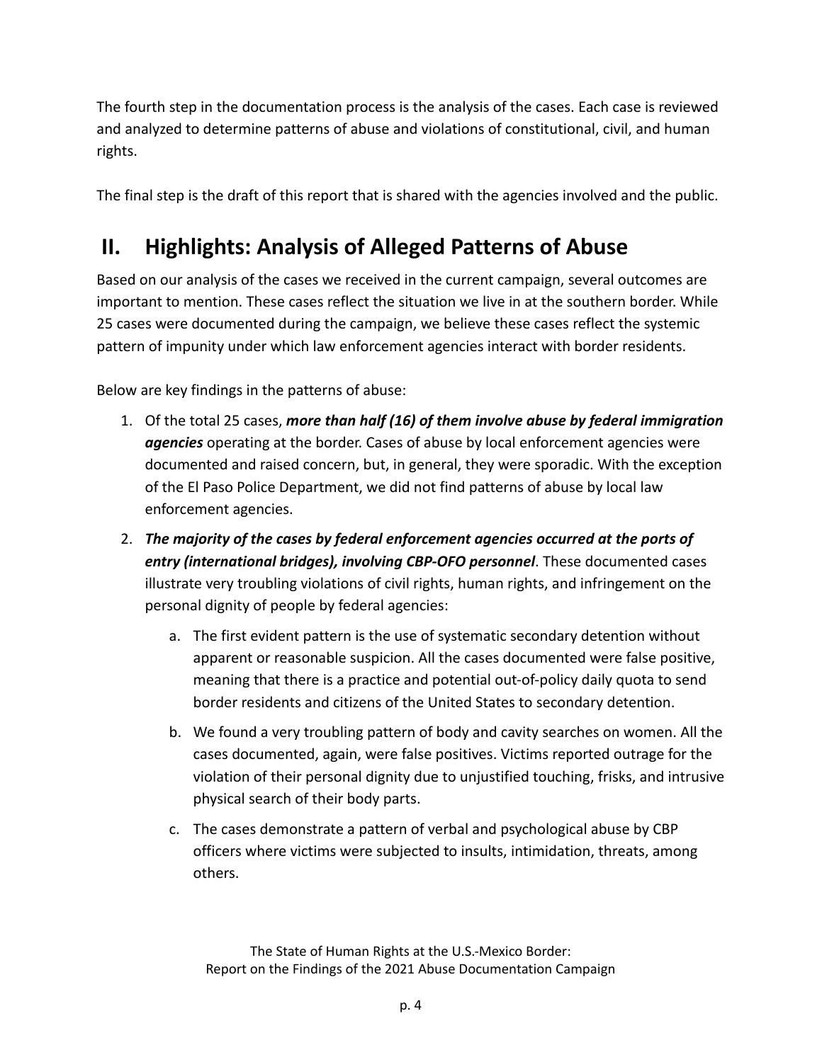The fourth step in the documentation process is the analysis of the cases. Each case is reviewed and analyzed to determine patterns of abuse and violations of constitutional, civil, and human rights.

The final step is the draft of this report that is shared with the agencies involved and the public.

## II. Highlights: Analysis of Alleged Patterns of Abuse

Based on our analysis of the cases we received in the current campaign, several outcomes are important to mention. These cases reflect the situation we live in at the southern border. While 25 cases were documented during the campaign, we believe these cases reflect the systemic pattern of impunity under which law enforcement agencies interact with border residents.

Below are key findings in the patterns of abuse:

1. Of the total 25 cases, ***more than half (16) of them involve abuse by federal immigration agencies*** operating at the border. Cases of abuse by local enforcement agencies were documented and raised concern, but, in general, they were sporadic. With the exception of the El Paso Police Department, we did not find patterns of abuse by local law enforcement agencies.
2. ***The majority of the cases by federal enforcement agencies occurred at the ports of entry (international bridges), involving CBP-OFO personnel***. These documented cases illustrate very troubling violations of civil rights, human rights, and infringement on the personal dignity of people by federal agencies:
    a. The first evident pattern is the use of systematic secondary detention without apparent or reasonable suspicion. All the cases documented were false positive, meaning that there is a practice and potential out-of-policy daily quota to send border residents and citizens of the United States to secondary detention.
    b. We found a very troubling pattern of body and cavity searches on women. All the cases documented, again, were false positives. Victims reported outrage for the violation of their personal dignity due to unjustified touching, frisks, and intrusive physical search of their body parts.
    c. The cases demonstrate a pattern of verbal and psychological abuse by CBP officers where victims were subjected to insults, intimidation, threats, among others.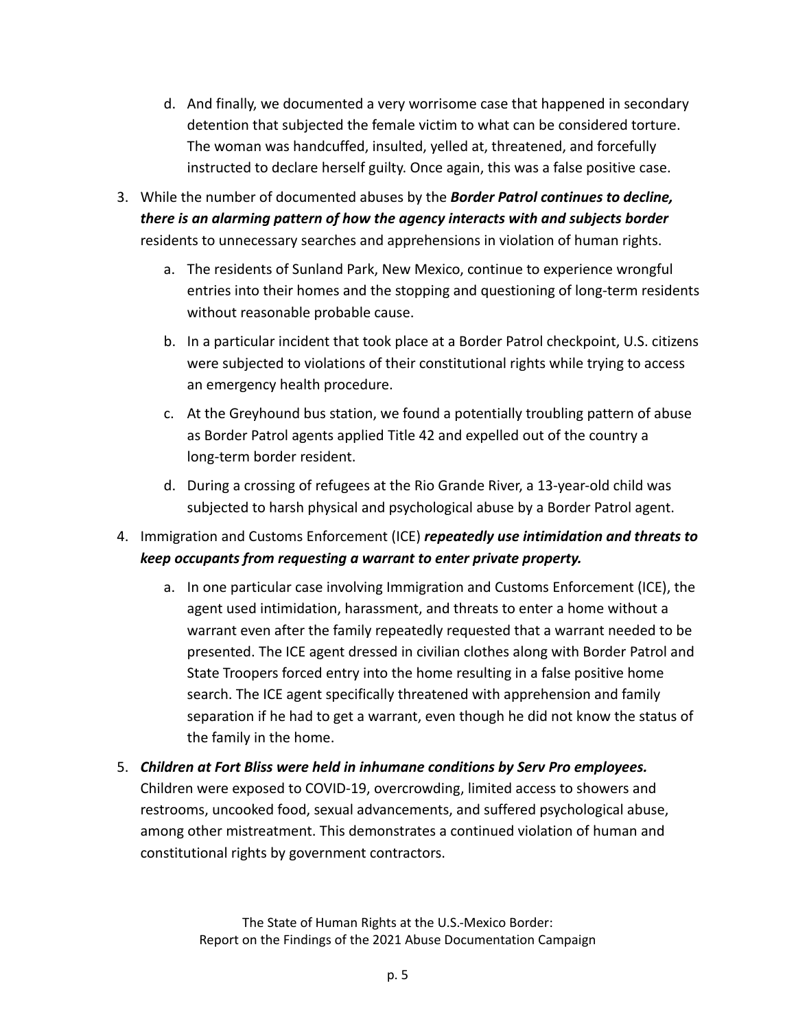d. And finally, we documented a very worrisome case that happened in secondary detention that subjected the female victim to what can be considered torture. The woman was handcuffed, insulted, yelled at, threatened, and forcefully instructed to declare herself guilty. Once again, this was a false positive case.

3. While the number of documented abuses by the ***Border Patrol continues to decline, there is an alarming pattern of how the agency interacts with and subjects border*** residents to unnecessary searches and apprehensions in violation of human rights.
   a. The residents of Sunland Park, New Mexico, continue to experience wrongful entries into their homes and the stopping and questioning of long-term residents without reasonable probable cause.
   b. In a particular incident that took place at a Border Patrol checkpoint, U.S. citizens were subjected to violations of their constitutional rights while trying to access an emergency health procedure.
   c. At the Greyhound bus station, we found a potentially troubling pattern of abuse as Border Patrol agents applied Title 42 and expelled out of the country a long-term border resident.
   d. During a crossing of refugees at the Rio Grande River, a 13-year-old child was subjected to harsh physical and psychological abuse by a Border Patrol agent.

4. Immigration and Customs Enforcement (ICE) ***repeatedly use intimidation and threats to keep occupants from requesting a warrant to enter private property.***
   a. In one particular case involving Immigration and Customs Enforcement (ICE), the agent used intimidation, harassment, and threats to enter a home without a warrant even after the family repeatedly requested that a warrant needed to be presented. The ICE agent dressed in civilian clothes along with Border Patrol and State Troopers forced entry into the home resulting in a false positive home search. The ICE agent specifically threatened with apprehension and family separation if he had to get a warrant, even though he did not know the status of the family in the home.

5. ***Children at Fort Bliss were held in inhumane conditions by Serv Pro employees.*** Children were exposed to COVID-19, overcrowding, limited access to showers and restrooms, uncooked food, sexual advancements, and suffered psychological abuse, among other mistreatment. This demonstrates a continued violation of human and constitutional rights by government contractors.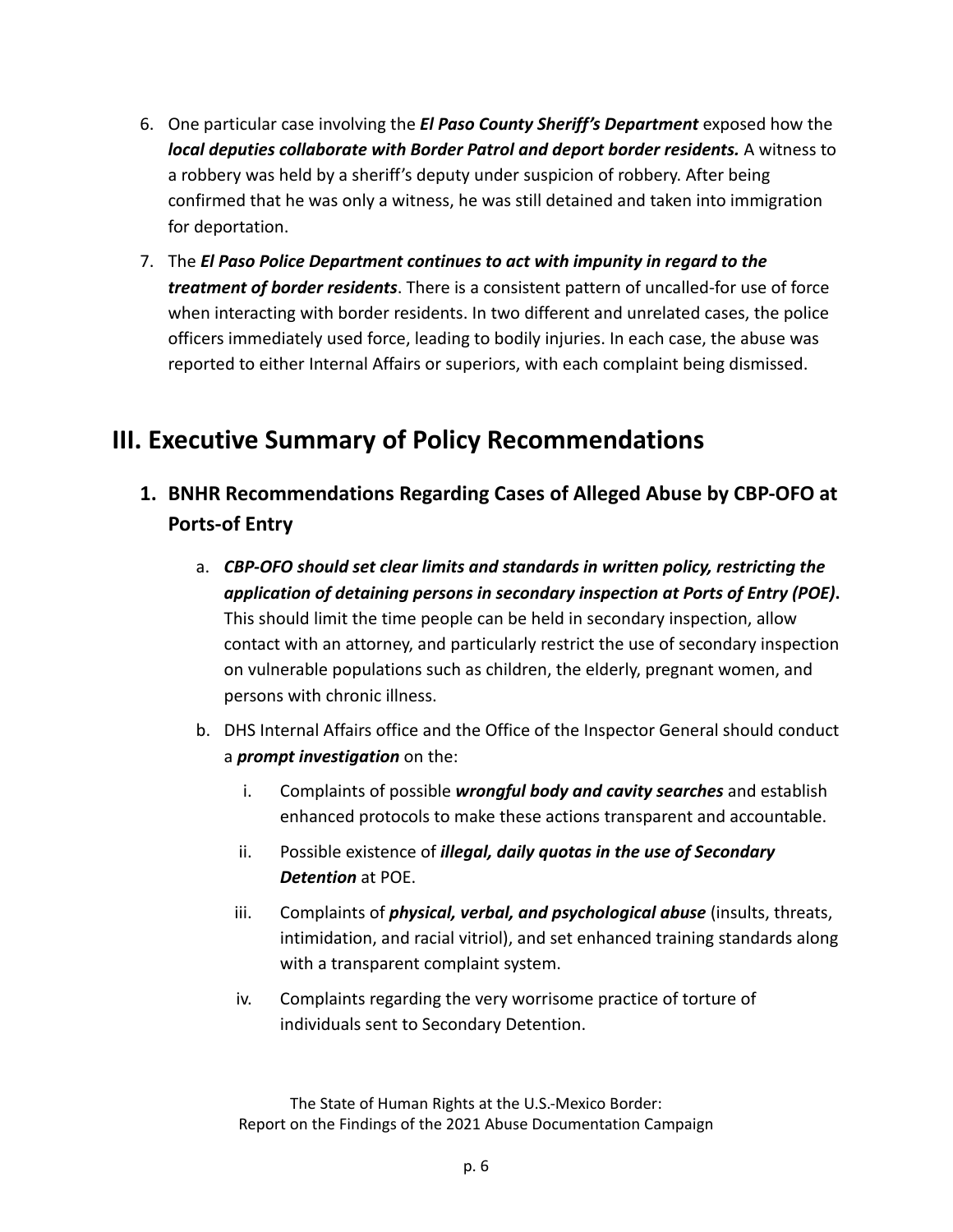6. One particular case involving the ***El Paso County Sheriff's Department*** exposed how the ***local deputies collaborate with Border Patrol and deport border residents.*** A witness to a robbery was held by a sheriff's deputy under suspicion of robbery. After being confirmed that he was only a witness, he was still detained and taken into immigration for deportation.
7. The ***El Paso Police Department continues to act with impunity in regard to the treatment of border residents***. There is a consistent pattern of uncalled-for use of force when interacting with border residents. In two different and unrelated cases, the police officers immediately used force, leading to bodily injuries. In each case, the abuse was reported to either Internal Affairs or superiors, with each complaint being dismissed.

## III. Executive Summary of Policy Recommendations

### 1. BNHR Recommendations Regarding Cases of Alleged Abuse by CBP-OFO at Ports-of Entry

a. ***CBP-OFO should set clear limits and standards in written policy, restricting the application of detaining persons in secondary inspection at Ports of Entry (POE).*** This should limit the time people can be held in secondary inspection, allow contact with an attorney, and particularly restrict the use of secondary inspection on vulnerable populations such as children, the elderly, pregnant women, and persons with chronic illness.

b. DHS Internal Affairs office and the Office of the Inspector General should conduct a ***prompt investigation*** on the:

   i. Complaints of possible ***wrongful body and cavity searches*** and establish enhanced protocols to make these actions transparent and accountable.

   ii. Possible existence of ***illegal, daily quotas in the use of Secondary Detention*** at POE.

   iii. Complaints of ***physical, verbal, and psychological abuse*** (insults, threats, intimidation, and racial vitriol), and set enhanced training standards along with a transparent complaint system.

   iv. Complaints regarding the very worrisome practice of torture of individuals sent to Secondary Detention.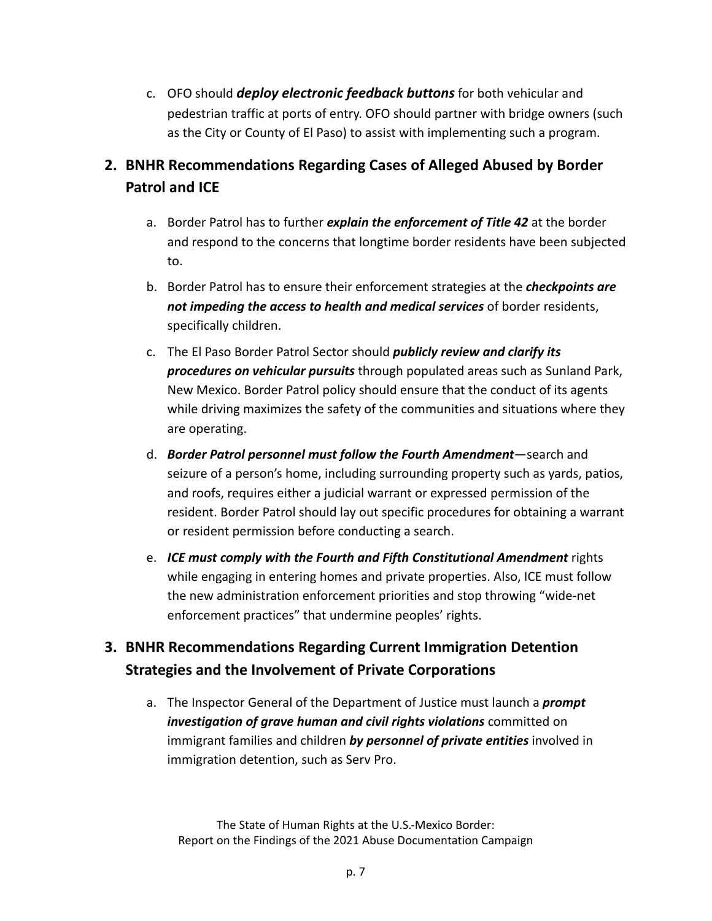c. OFO should ***deploy electronic feedback buttons*** for both vehicular and pedestrian traffic at ports of entry. OFO should partner with bridge owners (such as the City or County of El Paso) to assist with implementing such a program.

## 2. BNHR Recommendations Regarding Cases of Alleged Abused by Border Patrol and ICE

a. Border Patrol has to further ***explain the enforcement of Title 42*** at the border and respond to the concerns that longtime border residents have been subjected to.

b. Border Patrol has to ensure their enforcement strategies at the ***checkpoints are not impeding the access to health and medical services*** of border residents, specifically children.

c. The El Paso Border Patrol Sector should ***publicly review and clarify its procedures on vehicular pursuits*** through populated areas such as Sunland Park, New Mexico. Border Patrol policy should ensure that the conduct of its agents while driving maximizes the safety of the communities and situations where they are operating.

d. ***Border Patrol personnel must follow the Fourth Amendment***—search and seizure of a person's home, including surrounding property such as yards, patios, and roofs, requires either a judicial warrant or expressed permission of the resident. Border Patrol should lay out specific procedures for obtaining a warrant or resident permission before conducting a search.

e. ***ICE must comply with the Fourth and Fifth Constitutional Amendment*** rights while engaging in entering homes and private properties. Also, ICE must follow the new administration enforcement priorities and stop throwing "wide-net enforcement practices" that undermine peoples' rights.

## 3. BNHR Recommendations Regarding Current Immigration Detention Strategies and the Involvement of Private Corporations

a. The Inspector General of the Department of Justice must launch a ***prompt investigation of grave human and civil rights violations*** committed on immigrant families and children ***by personnel of private entities*** involved in immigration detention, such as Serv Pro.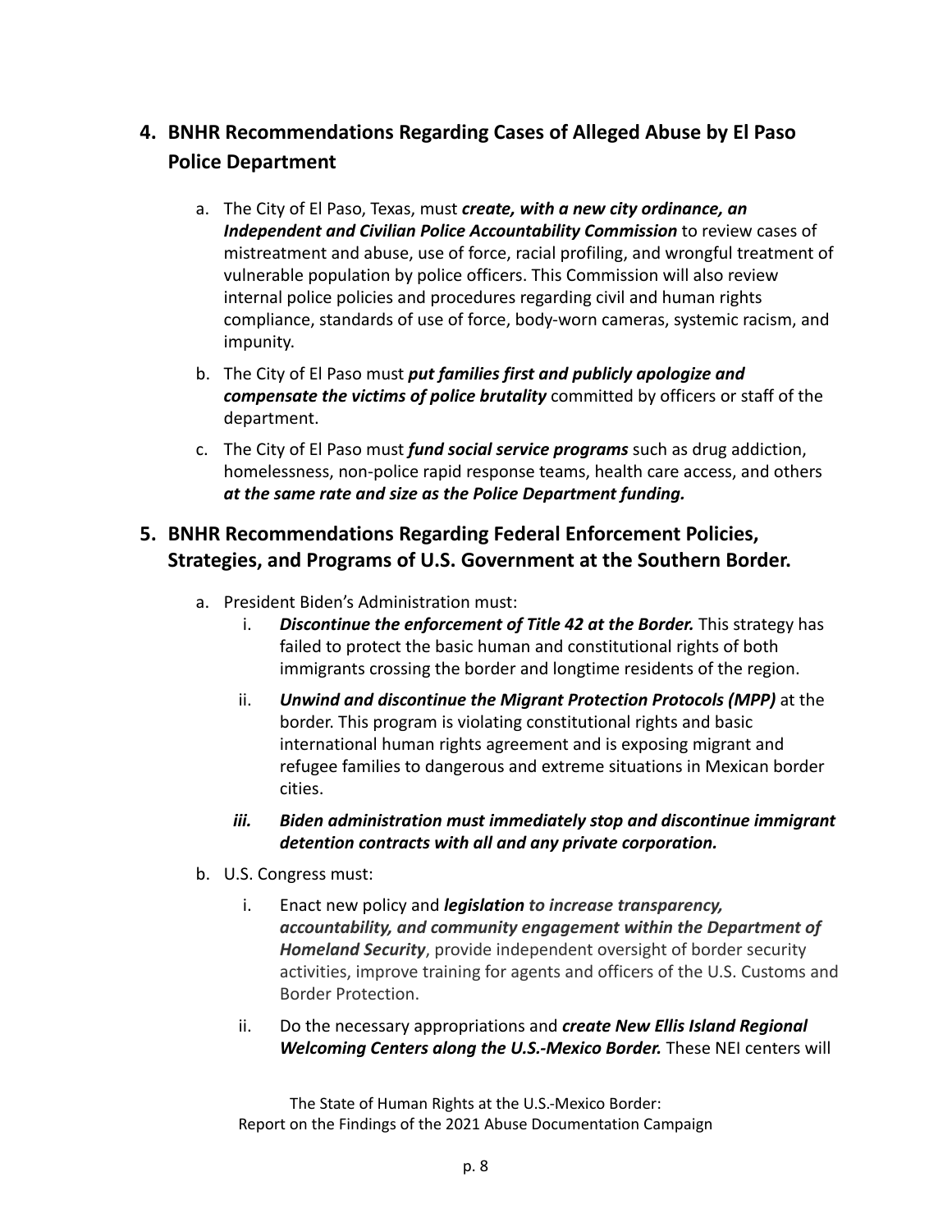## 4. BNHR Recommendations Regarding Cases of Alleged Abuse by El Paso Police Department

a. The City of El Paso, Texas, must ***create, with a new city ordinance, an Independent and Civilian Police Accountability Commission*** to review cases of mistreatment and abuse, use of force, racial profiling, and wrongful treatment of vulnerable population by police officers. This Commission will also review internal police policies and procedures regarding civil and human rights compliance, standards of use of force, body-worn cameras, systemic racism, and impunity.

b. The City of El Paso must ***put families first and publicly apologize and compensate the victims of police brutality*** committed by officers or staff of the department.

c. The City of El Paso must ***fund social service programs*** such as drug addiction, homelessness, non-police rapid response teams, health care access, and others ***at the same rate and size as the Police Department funding.***

## 5. BNHR Recommendations Regarding Federal Enforcement Policies, Strategies, and Programs of U.S. Government at the Southern Border.

a. President Biden's Administration must:

   i. ***Discontinue the enforcement of Title 42 at the Border.*** This strategy has failed to protect the basic human and constitutional rights of both immigrants crossing the border and longtime residents of the region.

   ii. ***Unwind and discontinue the Migrant Protection Protocols (MPP)*** at the border. This program is violating constitutional rights and basic international human rights agreement and is exposing migrant and refugee families to dangerous and extreme situations in Mexican border cities.

   ***iii. Biden administration must immediately stop and discontinue immigrant detention contracts with all and any private corporation.***

b. U.S. Congress must:

   i. Enact new policy and ***legislation to increase transparency, accountability, and community engagement within the Department of Homeland Security***, provide independent oversight of border security activities, improve training for agents and officers of the U.S. Customs and Border Protection.

   ii. Do the necessary appropriations and ***create New Ellis Island Regional Welcoming Centers along the U.S.-Mexico Border.*** These NEI centers will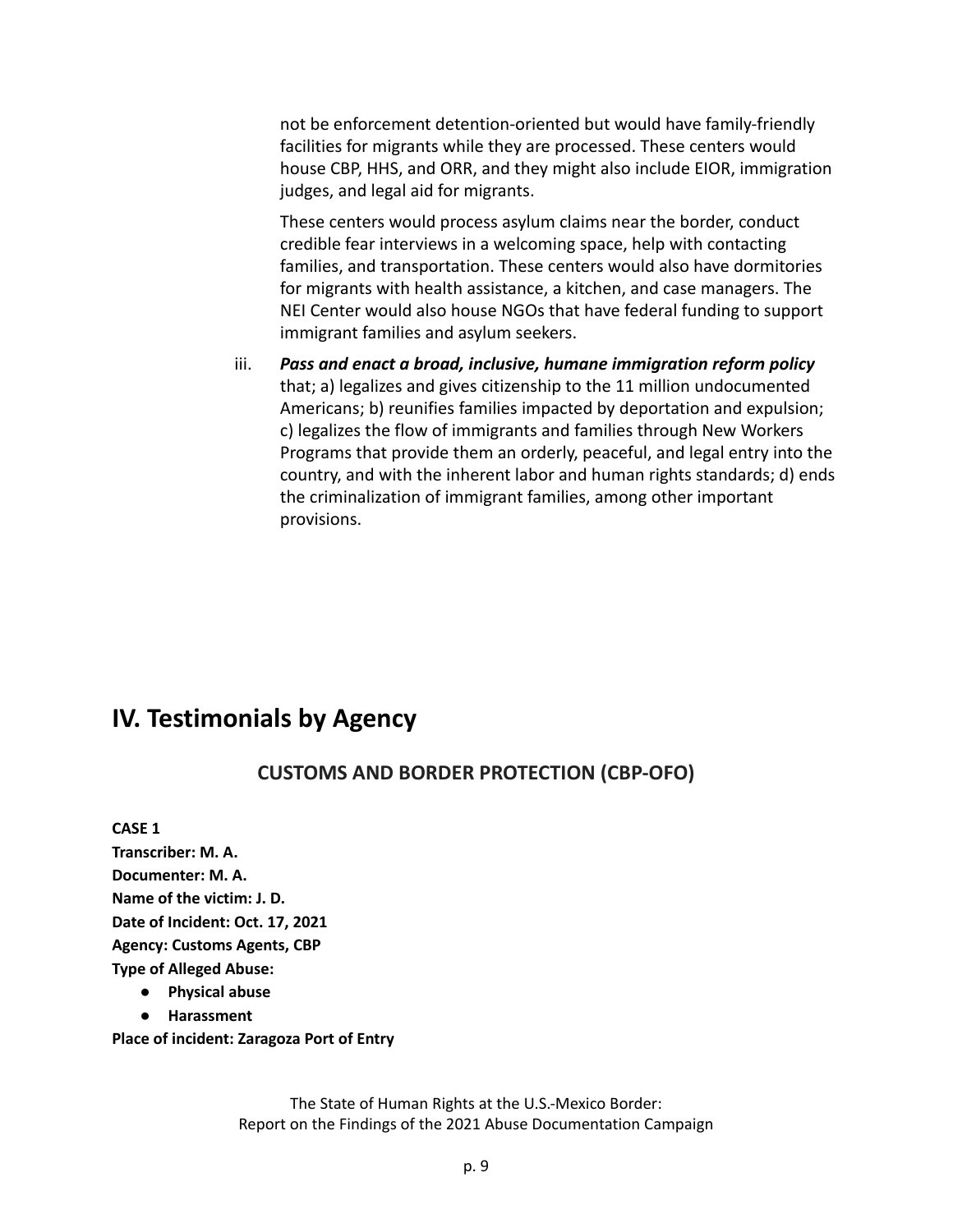not be enforcement detention-oriented but would have family-friendly facilities for migrants while they are processed. These centers would house CBP, HHS, and ORR, and they might also include EIOR, immigration judges, and legal aid for migrants.

These centers would process asylum claims near the border, conduct credible fear interviews in a welcoming space, help with contacting families, and transportation. These centers would also have dormitories for migrants with health assistance, a kitchen, and case managers. The NEI Center would also house NGOs that have federal funding to support immigrant families and asylum seekers.

iii. ***Pass and enact a broad, inclusive, humane immigration reform policy*** that; a) legalizes and gives citizenship to the 11 million undocumented Americans; b) reunifies families impacted by deportation and expulsion; c) legalizes the flow of immigrants and families through New Workers Programs that provide them an orderly, peaceful, and legal entry into the country, and with the inherent labor and human rights standards; d) ends the criminalization of immigrant families, among other important provisions.

## IV. Testimonials by Agency

### CUSTOMS AND BORDER PROTECTION (CBP-OFO)

**CASE 1**
**Transcriber: M. A.**
**Documenter: M. A.**
**Name of the victim: J. D.**
**Date of Incident: Oct. 17, 2021**
**Agency: Customs Agents, CBP**
**Type of Alleged Abuse:**

- **Physical abuse**
- **Harassment**

**Place of incident: Zaragoza Port of Entry**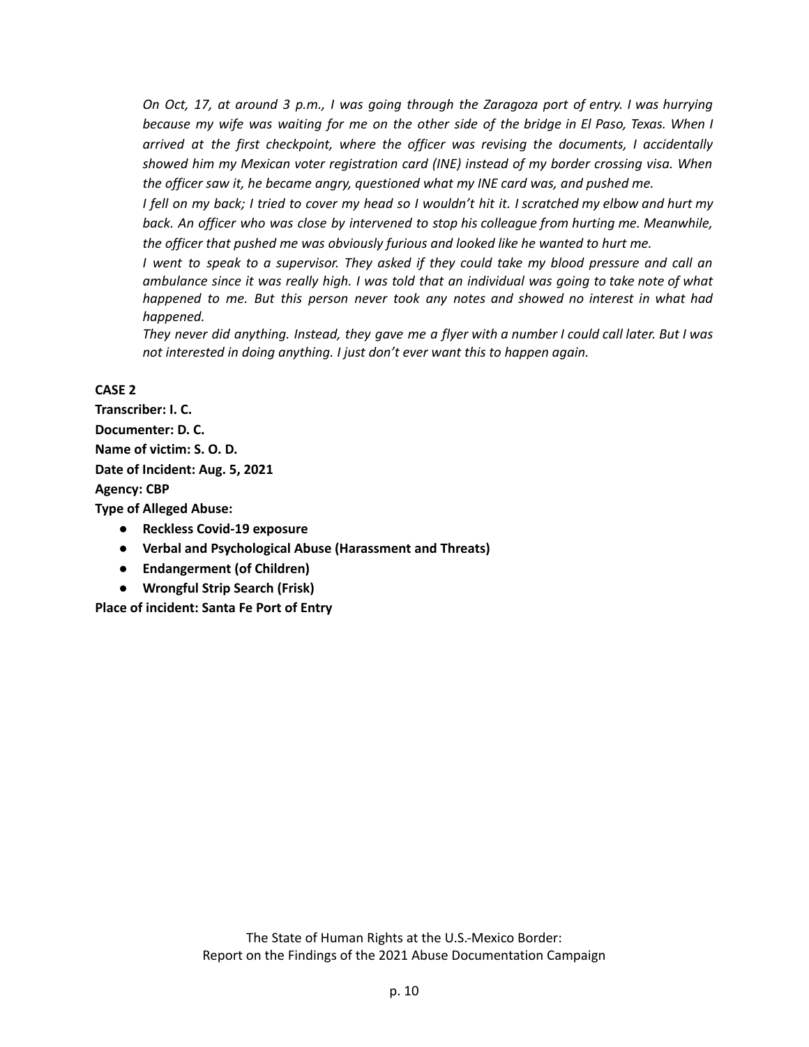*On Oct, 17, at around 3 p.m., I was going through the Zaragoza port of entry. I was hurrying because my wife was waiting for me on the other side of the bridge in El Paso, Texas. When I arrived at the first checkpoint, where the officer was revising the documents, I accidentally showed him my Mexican voter registration card (INE) instead of my border crossing visa. When the officer saw it, he became angry, questioned what my INE card was, and pushed me.*

*I fell on my back; I tried to cover my head so I wouldn't hit it. I scratched my elbow and hurt my back. An officer who was close by intervened to stop his colleague from hurting me. Meanwhile, the officer that pushed me was obviously furious and looked like he wanted to hurt me.*

*I went to speak to a supervisor. They asked if they could take my blood pressure and call an ambulance since it was really high. I was told that an individual was going to take note of what happened to me. But this person never took any notes and showed no interest in what had happened.*

*They never did anything. Instead, they gave me a flyer with a number I could call later. But I was not interested in doing anything. I just don't ever want this to happen again.*

**CASE 2**

**Transcriber: I. C.**

**Documenter: D. C.**

**Name of victim: S. O. D.**

**Date of Incident: Aug. 5, 2021**

**Agency: CBP**

**Type of Alleged Abuse:**

- **Reckless Covid-19 exposure**
- **Verbal and Psychological Abuse (Harassment and Threats)**
- **Endangerment (of Children)**
- **Wrongful Strip Search (Frisk)**

**Place of incident: Santa Fe Port of Entry**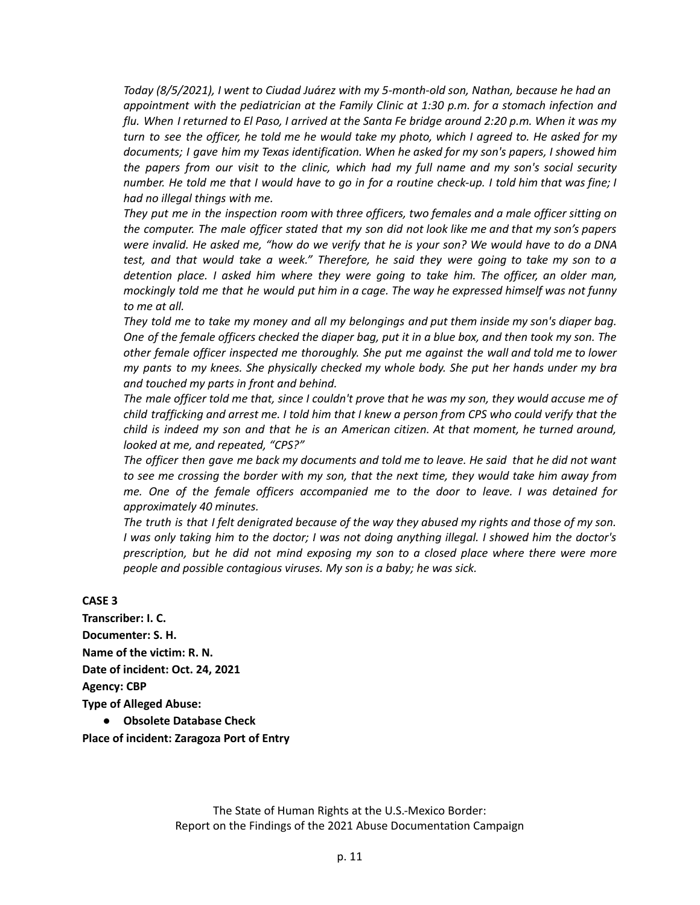*Today (8/5/2021), I went to Ciudad Juárez with my 5-month-old son, Nathan, because he had an appointment with the pediatrician at the Family Clinic at 1:30 p.m. for a stomach infection and flu. When I returned to El Paso, I arrived at the Santa Fe bridge around 2:20 p.m. When it was my turn to see the officer, he told me he would take my photo, which I agreed to. He asked for my documents; I gave him my Texas identification. When he asked for my son's papers, I showed him the papers from our visit to the clinic, which had my full name and my son's social security number. He told me that I would have to go in for a routine check-up. I told him that was fine; I had no illegal things with me.*

*They put me in the inspection room with three officers, two females and a male officer sitting on the computer. The male officer stated that my son did not look like me and that my son's papers were invalid. He asked me, "how do we verify that he is your son? We would have to do a DNA test, and that would take a week." Therefore, he said they were going to take my son to a detention place. I asked him where they were going to take him. The officer, an older man, mockingly told me that he would put him in a cage. The way he expressed himself was not funny to me at all.*

*They told me to take my money and all my belongings and put them inside my son's diaper bag. One of the female officers checked the diaper bag, put it in a blue box, and then took my son. The other female officer inspected me thoroughly. She put me against the wall and told me to lower my pants to my knees. She physically checked my whole body. She put her hands under my bra and touched my parts in front and behind.*

*The male officer told me that, since I couldn't prove that he was my son, they would accuse me of child trafficking and arrest me. I told him that I knew a person from CPS who could verify that the child is indeed my son and that he is an American citizen. At that moment, he turned around, looked at me, and repeated, "CPS?"*

*The officer then gave me back my documents and told me to leave. He said that he did not want to see me crossing the border with my son, that the next time, they would take him away from me. One of the female officers accompanied me to the door to leave. I was detained for approximately 40 minutes.*

*The truth is that I felt denigrated because of the way they abused my rights and those of my son. I was only taking him to the doctor; I was not doing anything illegal. I showed him the doctor's prescription, but he did not mind exposing my son to a closed place where there were more people and possible contagious viruses. My son is a baby; he was sick.*

**CASE 3**

**Transcriber: I. C.**

**Documenter: S. H.**

**Name of the victim: R. N.**

**Date of incident: Oct. 24, 2021**

**Agency: CBP**

**Type of Alleged Abuse:**

- **Obsolete Database Check**

**Place of incident: Zaragoza Port of Entry**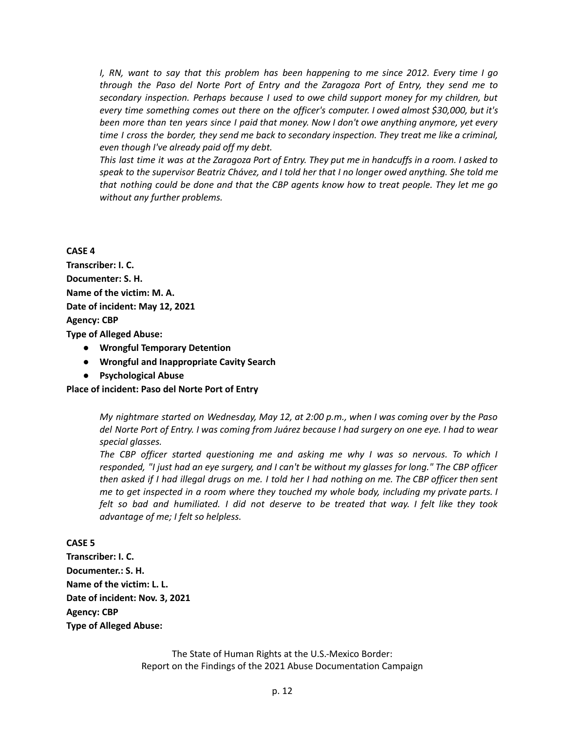*I, RN, want to say that this problem has been happening to me since 2012. Every time I go through the Paso del Norte Port of Entry and the Zaragoza Port of Entry, they send me to secondary inspection. Perhaps because I used to owe child support money for my children, but every time something comes out there on the officer's computer. I owed almost $30,000, but it's been more than ten years since I paid that money. Now I don't owe anything anymore, yet every time I cross the border, they send me back to secondary inspection. They treat me like a criminal, even though I've already paid off my debt.*

*This last time it was at the Zaragoza Port of Entry. They put me in handcuffs in a room. I asked to speak to the supervisor Beatriz Chávez, and I told her that I no longer owed anything. She told me that nothing could be done and that the CBP agents know how to treat people. They let me go without any further problems.*

**CASE 4**

**Transcriber: I. C.**

**Documenter: S. H.**

**Name of the victim: M. A.**

**Date of incident: May 12, 2021**

**Agency: CBP**

**Type of Alleged Abuse:**

- **Wrongful Temporary Detention**
- **Wrongful and Inappropriate Cavity Search**
- **Psychological Abuse**

**Place of incident: Paso del Norte Port of Entry**

*My nightmare started on Wednesday, May 12, at 2:00 p.m., when I was coming over by the Paso del Norte Port of Entry. I was coming from Juárez because I had surgery on one eye. I had to wear special glasses.*

*The CBP officer started questioning me and asking me why I was so nervous. To which I responded, "I just had an eye surgery, and I can't be without my glasses for long." The CBP officer then asked if I had illegal drugs on me. I told her I had nothing on me. The CBP officer then sent me to get inspected in a room where they touched my whole body, including my private parts. I felt so bad and humiliated. I did not deserve to be treated that way. I felt like they took advantage of me; I felt so helpless.*

**CASE 5**

**Transcriber: I. C.**

**Documenter.: S. H.**

**Name of the victim: L. L.**

**Date of incident: Nov. 3, 2021**

**Agency: CBP**

**Type of Alleged Abuse:**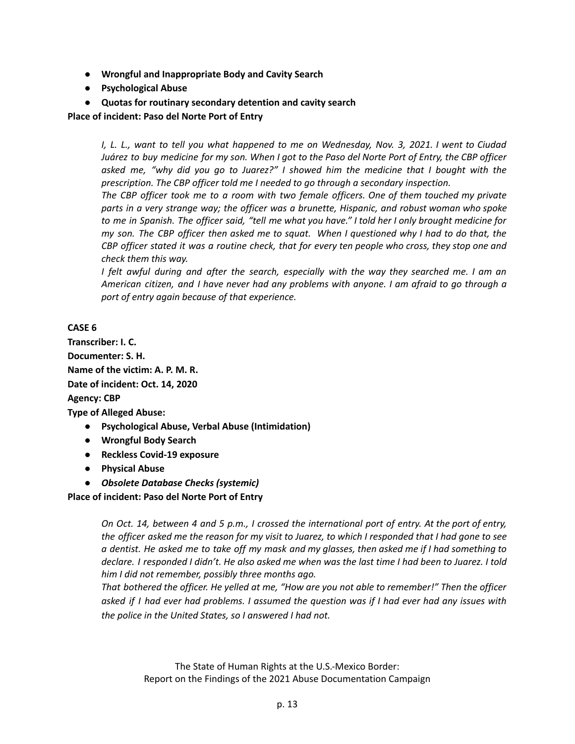- **Wrongful and Inappropriate Body and Cavity Search**
- **Psychological Abuse**
- **Quotas for routinary secondary detention and cavity search**

**Place of incident: Paso del Norte Port of Entry**

> *I, L. L., want to tell you what happened to me on Wednesday, Nov. 3, 2021. I went to Ciudad Juárez to buy medicine for my son. When I got to the Paso del Norte Port of Entry, the CBP officer asked me, "why did you go to Juarez?" I showed him the medicine that I bought with the prescription. The CBP officer told me I needed to go through a secondary inspection.*
>
> *The CBP officer took me to a room with two female officers. One of them touched my private parts in a very strange way; the officer was a brunette, Hispanic, and robust woman who spoke to me in Spanish. The officer said, "tell me what you have." I told her I only brought medicine for my son. The CBP officer then asked me to squat. When I questioned why I had to do that, the CBP officer stated it was a routine check, that for every ten people who cross, they stop one and check them this way.*
>
> *I felt awful during and after the search, especially with the way they searched me. I am an American citizen, and I have never had any problems with anyone. I am afraid to go through a port of entry again because of that experience.*

**CASE 6**

**Transcriber: I. C.**

**Documenter: S. H.**

**Name of the victim: A. P. M. R.**

**Date of incident: Oct. 14, 2020**

**Agency: CBP**

**Type of Alleged Abuse:**

- **Psychological Abuse, Verbal Abuse (Intimidation)**
- **Wrongful Body Search**
- **Reckless Covid-19 exposure**
- **Physical Abuse**
- ***Obsolete Database Checks (systemic)***

**Place of incident: Paso del Norte Port of Entry**

> *On Oct. 14, between 4 and 5 p.m., I crossed the international port of entry. At the port of entry, the officer asked me the reason for my visit to Juarez, to which I responded that I had gone to see a dentist. He asked me to take off my mask and my glasses, then asked me if I had something to declare. I responded I didn't. He also asked me when was the last time I had been to Juarez. I told him I did not remember, possibly three months ago.*
>
> *That bothered the officer. He yelled at me, "How are you not able to remember!" Then the officer asked if I had ever had problems. I assumed the question was if I had ever had any issues with the police in the United States, so I answered I had not.*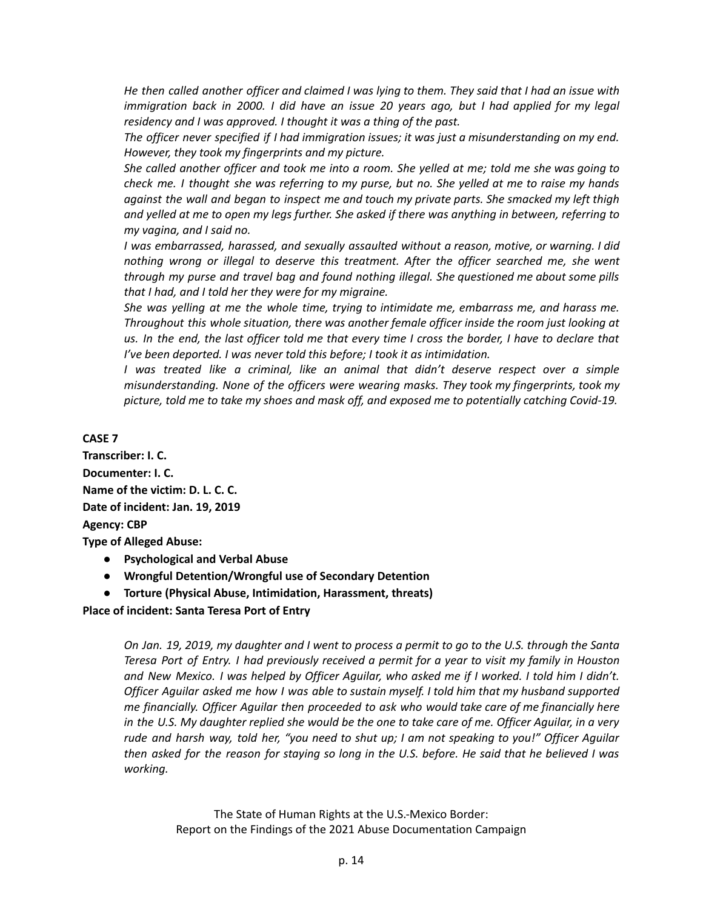*He then called another officer and claimed I was lying to them. They said that I had an issue with immigration back in 2000. I did have an issue 20 years ago, but I had applied for my legal residency and I was approved. I thought it was a thing of the past.*

*The officer never specified if I had immigration issues; it was just a misunderstanding on my end. However, they took my fingerprints and my picture.*

*She called another officer and took me into a room. She yelled at me; told me she was going to check me. I thought she was referring to my purse, but no. She yelled at me to raise my hands against the wall and began to inspect me and touch my private parts. She smacked my left thigh and yelled at me to open my legs further. She asked if there was anything in between, referring to my vagina, and I said no.*

*I was embarrassed, harassed, and sexually assaulted without a reason, motive, or warning. I did nothing wrong or illegal to deserve this treatment. After the officer searched me, she went through my purse and travel bag and found nothing illegal. She questioned me about some pills that I had, and I told her they were for my migraine.*

*She was yelling at me the whole time, trying to intimidate me, embarrass me, and harass me. Throughout this whole situation, there was another female officer inside the room just looking at us. In the end, the last officer told me that every time I cross the border, I have to declare that I've been deported. I was never told this before; I took it as intimidation.*

*I was treated like a criminal, like an animal that didn't deserve respect over a simple misunderstanding. None of the officers were wearing masks. They took my fingerprints, took my picture, told me to take my shoes and mask off, and exposed me to potentially catching Covid-19.*

**CASE 7**

**Transcriber: I. C.**

**Documenter: I. C.**

**Name of the victim: D. L. C. C.**

**Date of incident: Jan. 19, 2019**

**Agency: CBP**

**Type of Alleged Abuse:**

- **Psychological and Verbal Abuse**
- **Wrongful Detention/Wrongful use of Secondary Detention**
- **Torture (Physical Abuse, Intimidation, Harassment, threats)**

**Place of incident: Santa Teresa Port of Entry**

*On Jan. 19, 2019, my daughter and I went to process a permit to go to the U.S. through the Santa Teresa Port of Entry. I had previously received a permit for a year to visit my family in Houston and New Mexico. I was helped by Officer Aguilar, who asked me if I worked. I told him I didn't. Officer Aguilar asked me how I was able to sustain myself. I told him that my husband supported me financially. Officer Aguilar then proceeded to ask who would take care of me financially here in the U.S. My daughter replied she would be the one to take care of me. Officer Aguilar, in a very rude and harsh way, told her, "you need to shut up; I am not speaking to you!" Officer Aguilar then asked for the reason for staying so long in the U.S. before. He said that he believed I was working.*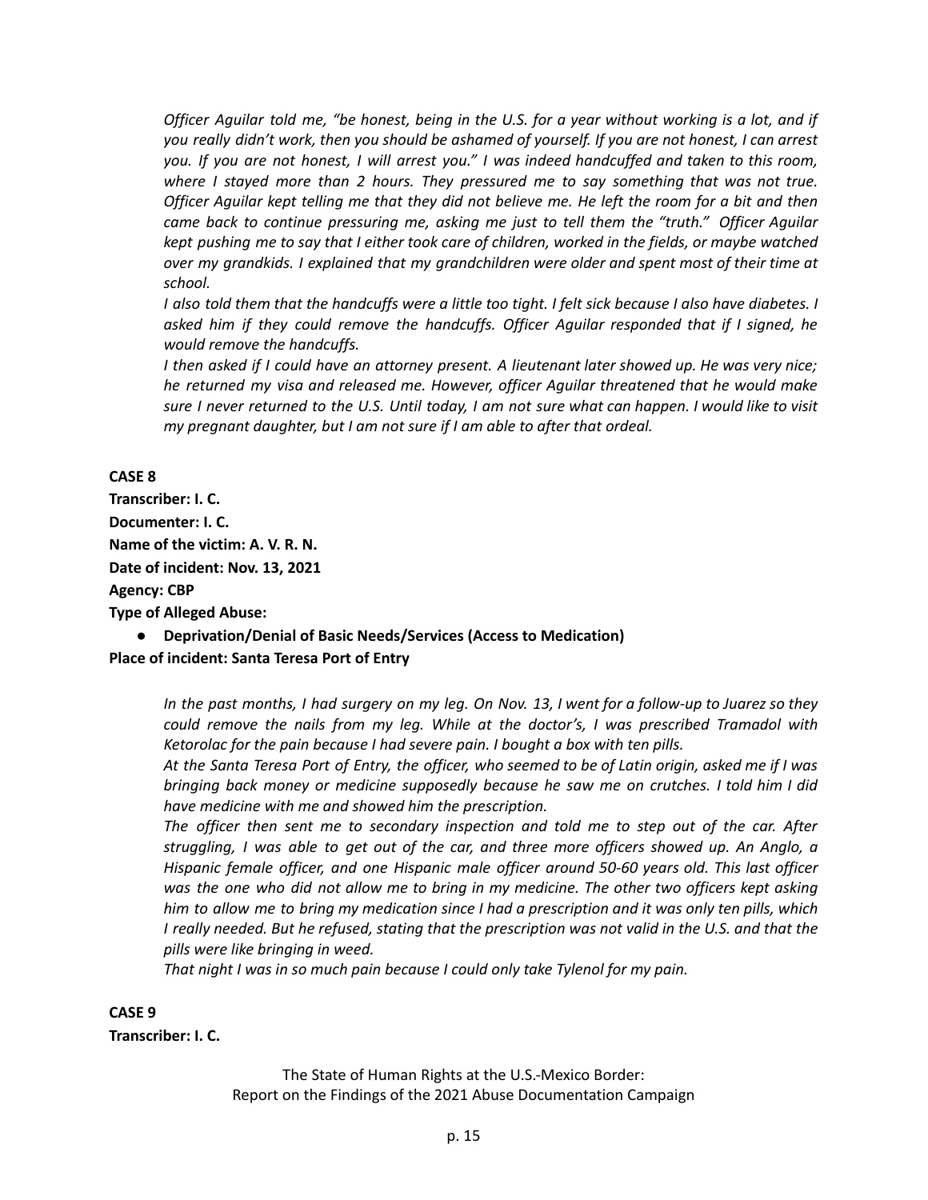*Officer Aguilar told me, "be honest, being in the U.S. for a year without working is a lot, and if you really didn't work, then you should be ashamed of yourself. If you are not honest, I can arrest you. If you are not honest, I will arrest you." I was indeed handcuffed and taken to this room, where I stayed more than 2 hours. They pressured me to say something that was not true. Officer Aguilar kept telling me that they did not believe me. He left the room for a bit and then came back to continue pressuring me, asking me just to tell them the "truth." Officer Aguilar kept pushing me to say that I either took care of children, worked in the fields, or maybe watched over my grandkids. I explained that my grandchildren were older and spent most of their time at school.*

*I also told them that the handcuffs were a little too tight. I felt sick because I also have diabetes. I asked him if they could remove the handcuffs. Officer Aguilar responded that if I signed, he would remove the handcuffs.*

*I then asked if I could have an attorney present. A lieutenant later showed up. He was very nice; he returned my visa and released me. However, officer Aguilar threatened that he would make sure I never returned to the U.S. Until today, I am not sure what can happen. I would like to visit my pregnant daughter, but I am not sure if I am able to after that ordeal.*

**CASE 8**

**Transcriber: I. C.**

**Documenter: I. C.**

**Name of the victim: A. V. R. N.**

**Date of incident: Nov. 13, 2021**

**Agency: CBP**

**Type of Alleged Abuse:**

- **Deprivation/Denial of Basic Needs/Services (Access to Medication)**

**Place of incident: Santa Teresa Port of Entry**

*In the past months, I had surgery on my leg. On Nov. 13, I went for a follow-up to Juarez so they could remove the nails from my leg. While at the doctor's, I was prescribed Tramadol with Ketorolac for the pain because I had severe pain. I bought a box with ten pills.*

*At the Santa Teresa Port of Entry, the officer, who seemed to be of Latin origin, asked me if I was bringing back money or medicine supposedly because he saw me on crutches. I told him I did have medicine with me and showed him the prescription.*

*The officer then sent me to secondary inspection and told me to step out of the car. After struggling, I was able to get out of the car, and three more officers showed up. An Anglo, a Hispanic female officer, and one Hispanic male officer around 50-60 years old. This last officer was the one who did not allow me to bring in my medicine. The other two officers kept asking him to allow me to bring my medication since I had a prescription and it was only ten pills, which I really needed. But he refused, stating that the prescription was not valid in the U.S. and that the pills were like bringing in weed.*

*That night I was in so much pain because I could only take Tylenol for my pain.*

**CASE 9**

**Transcriber: I. C.**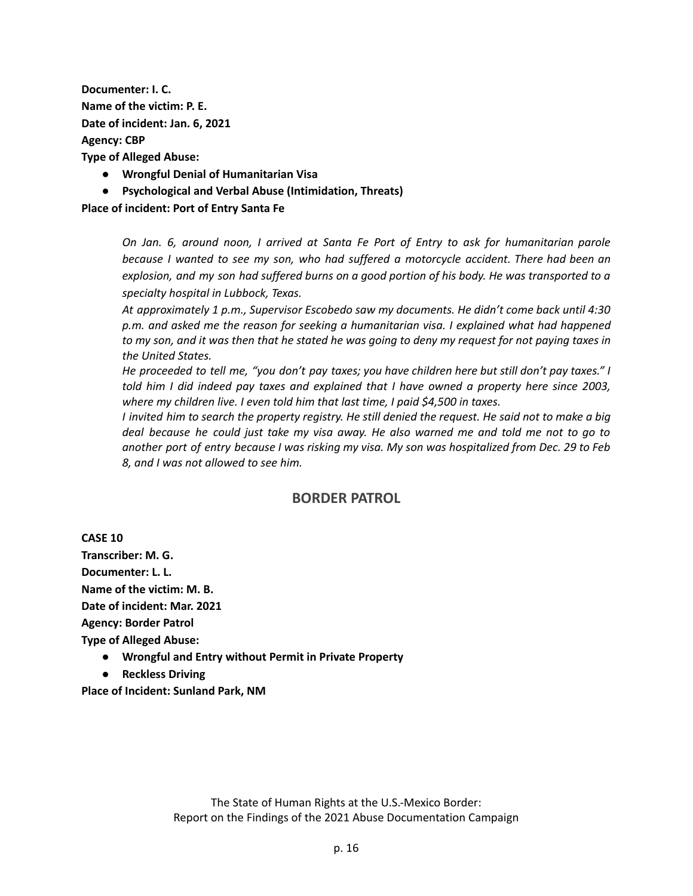**Documenter: I. C.**
**Name of the victim: P. E.**
**Date of incident: Jan. 6, 2021**
**Agency: CBP**
**Type of Alleged Abuse:**

- **Wrongful Denial of Humanitarian Visa**
- **Psychological and Verbal Abuse (Intimidation, Threats)**

**Place of incident: Port of Entry Santa Fe**

> *On Jan. 6, around noon, I arrived at Santa Fe Port of Entry to ask for humanitarian parole because I wanted to see my son, who had suffered a motorcycle accident. There had been an explosion, and my son had suffered burns on a good portion of his body. He was transported to a specialty hospital in Lubbock, Texas.*
>
> *At approximately 1 p.m., Supervisor Escobedo saw my documents. He didn't come back until 4:30 p.m. and asked me the reason for seeking a humanitarian visa. I explained what had happened to my son, and it was then that he stated he was going to deny my request for not paying taxes in the United States.*
>
> *He proceeded to tell me, "you don't pay taxes; you have children here but still don't pay taxes." I told him I did indeed pay taxes and explained that I have owned a property here since 2003, where my children live. I even told him that last time, I paid $4,500 in taxes.*
>
> *I invited him to search the property registry. He still denied the request. He said not to make a big deal because he could just take my visa away. He also warned me and told me not to go to another port of entry because I was risking my visa. My son was hospitalized from Dec. 29 to Feb 8, and I was not allowed to see him.*

## BORDER PATROL

**CASE 10**
**Transcriber: M. G.**
**Documenter: L. L.**
**Name of the victim: M. B.**
**Date of incident: Mar. 2021**
**Agency: Border Patrol**
**Type of Alleged Abuse:**

- **Wrongful and Entry without Permit in Private Property**
- **Reckless Driving**

**Place of Incident: Sunland Park, NM**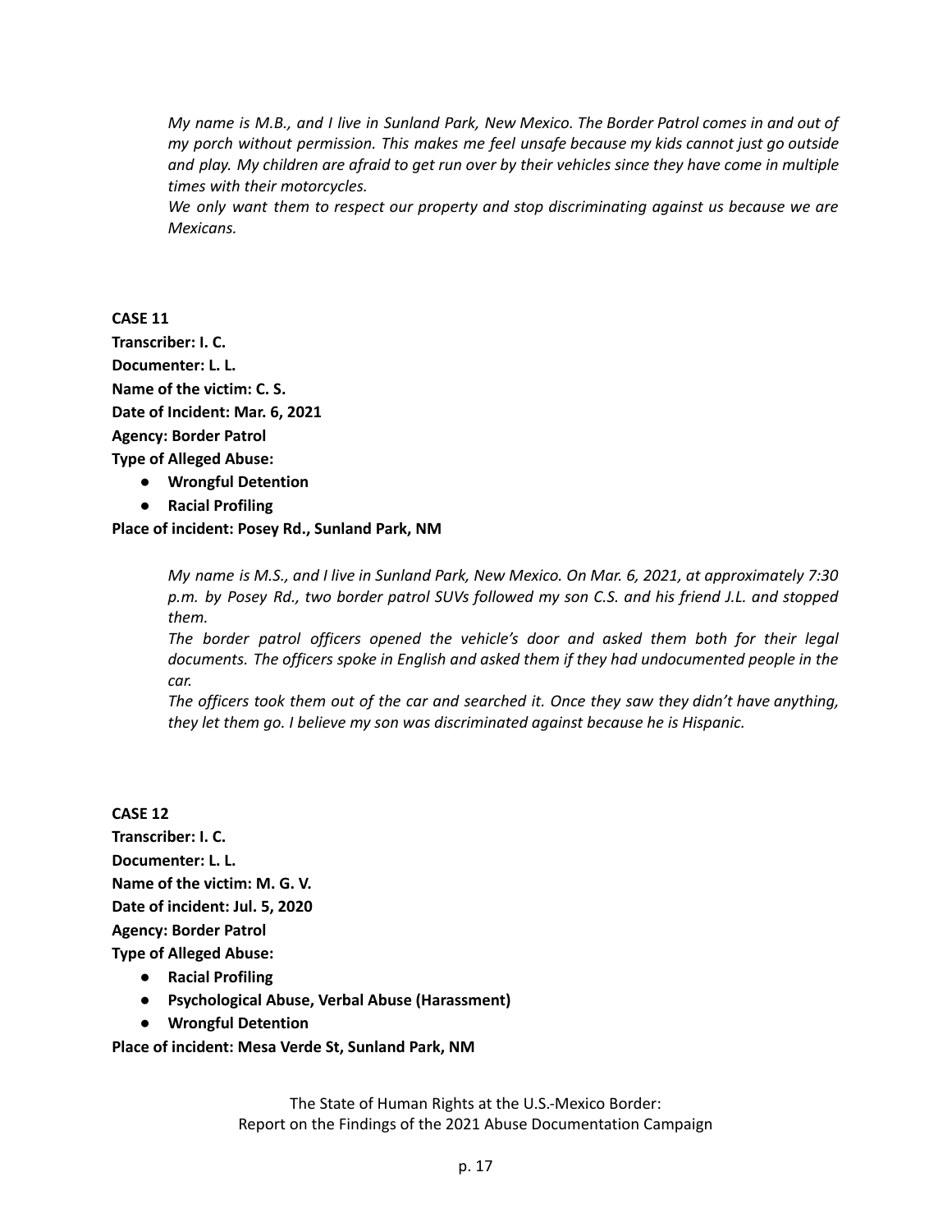*My name is M.B., and I live in Sunland Park, New Mexico. The Border Patrol comes in and out of my porch without permission. This makes me feel unsafe because my kids cannot just go outside and play. My children are afraid to get run over by their vehicles since they have come in multiple times with their motorcycles.*

*We only want them to respect our property and stop discriminating against us because we are Mexicans.*

**CASE 11**

**Transcriber: I. C.**

**Documenter: L. L.**

**Name of the victim: C. S.**

**Date of Incident: Mar. 6, 2021**

**Agency: Border Patrol**

**Type of Alleged Abuse:**

- **Wrongful Detention**
- **Racial Profiling**

**Place of incident: Posey Rd., Sunland Park, NM**

*My name is M.S., and I live in Sunland Park, New Mexico. On Mar. 6, 2021, at approximately 7:30 p.m. by Posey Rd., two border patrol SUVs followed my son C.S. and his friend J.L. and stopped them.*

*The border patrol officers opened the vehicle's door and asked them both for their legal documents. The officers spoke in English and asked them if they had undocumented people in the car.*

*The officers took them out of the car and searched it. Once they saw they didn't have anything, they let them go. I believe my son was discriminated against because he is Hispanic.*

**CASE 12**

**Transcriber: I. C.**

**Documenter: L. L.**

**Name of the victim: M. G. V.**

**Date of incident: Jul. 5, 2020**

**Agency: Border Patrol**

**Type of Alleged Abuse:**

- **Racial Profiling**
- **Psychological Abuse, Verbal Abuse (Harassment)**
- **Wrongful Detention**

**Place of incident: Mesa Verde St, Sunland Park, NM**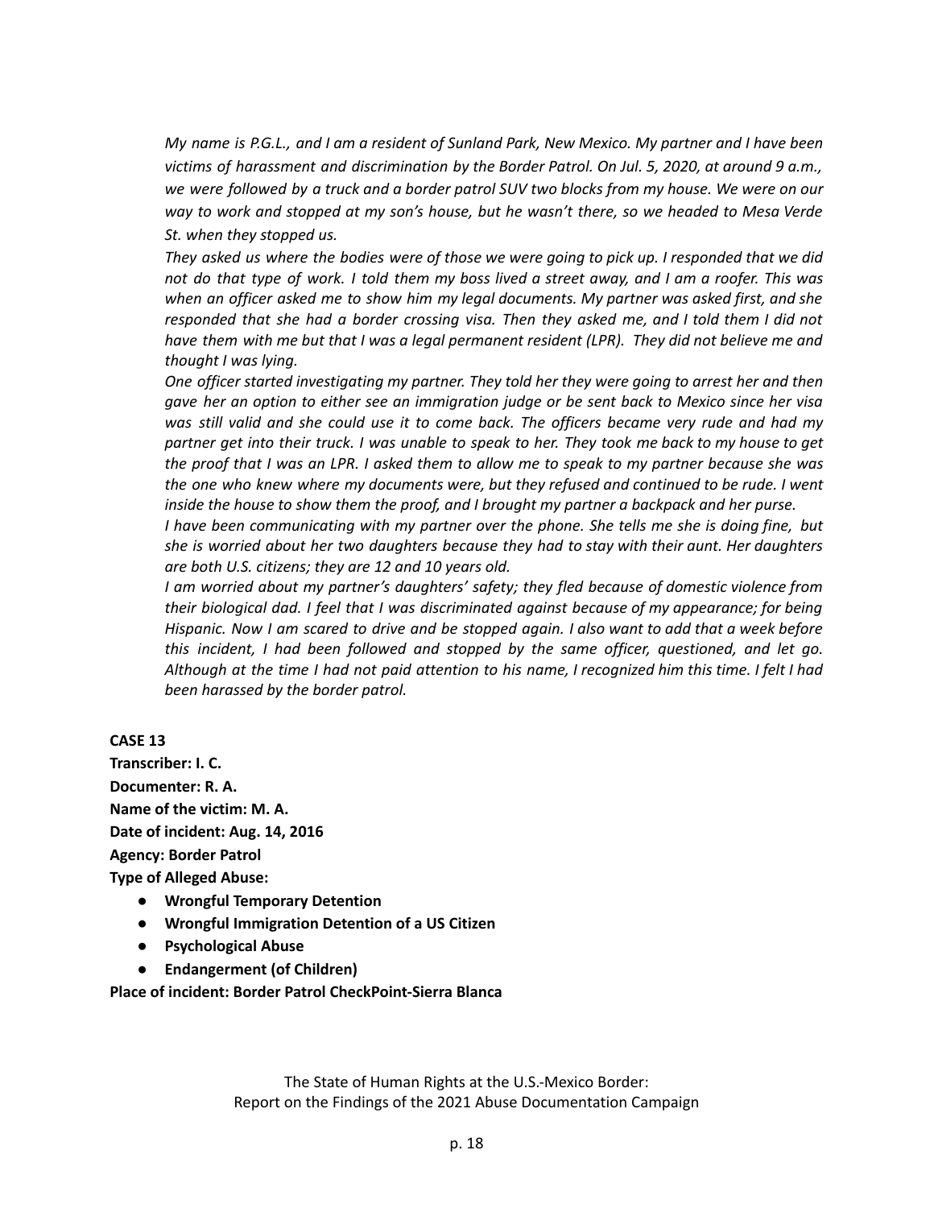*My name is P.G.L., and I am a resident of Sunland Park, New Mexico. My partner and I have been victims of harassment and discrimination by the Border Patrol. On Jul. 5, 2020, at around 9 a.m., we were followed by a truck and a border patrol SUV two blocks from my house. We were on our way to work and stopped at my son's house, but he wasn't there, so we headed to Mesa Verde St. when they stopped us.*

*They asked us where the bodies were of those we were going to pick up. I responded that we did not do that type of work. I told them my boss lived a street away, and I am a roofer. This was when an officer asked me to show him my legal documents. My partner was asked first, and she responded that she had a border crossing visa. Then they asked me, and I told them I did not have them with me but that I was a legal permanent resident (LPR). They did not believe me and thought I was lying.*

*One officer started investigating my partner. They told her they were going to arrest her and then gave her an option to either see an immigration judge or be sent back to Mexico since her visa was still valid and she could use it to come back. The officers became very rude and had my partner get into their truck. I was unable to speak to her. They took me back to my house to get the proof that I was an LPR. I asked them to allow me to speak to my partner because she was the one who knew where my documents were, but they refused and continued to be rude. I went inside the house to show them the proof, and I brought my partner a backpack and her purse.*

*I have been communicating with my partner over the phone. She tells me she is doing fine, but she is worried about her two daughters because they had to stay with their aunt. Her daughters are both U.S. citizens; they are 12 and 10 years old.*

*I am worried about my partner's daughters' safety; they fled because of domestic violence from their biological dad. I feel that I was discriminated against because of my appearance; for being Hispanic. Now I am scared to drive and be stopped again. I also want to add that a week before this incident, I had been followed and stopped by the same officer, questioned, and let go. Although at the time I had not paid attention to his name, I recognized him this time. I felt I had been harassed by the border patrol.*

**CASE 13**

**Transcriber: I. C.**

**Documenter: R. A.**

**Name of the victim: M. A.**

**Date of incident: Aug. 14, 2016**

**Agency: Border Patrol**

**Type of Alleged Abuse:**

- **Wrongful Temporary Detention**
- **Wrongful Immigration Detention of a US Citizen**
- **Psychological Abuse**
- **Endangerment (of Children)**

**Place of incident: Border Patrol CheckPoint-Sierra Blanca**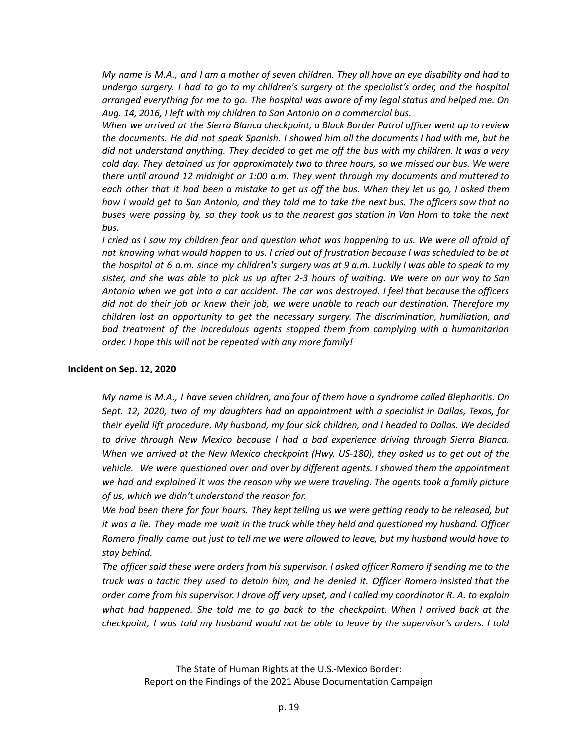*My name is M.A., and I am a mother of seven children. They all have an eye disability and had to undergo surgery. I had to go to my children's surgery at the specialist's order, and the hospital arranged everything for me to go. The hospital was aware of my legal status and helped me. On Aug. 14, 2016, I left with my children to San Antonio on a commercial bus.*

*When we arrived at the Sierra Blanca checkpoint, a Black Border Patrol officer went up to review the documents. He did not speak Spanish. I showed him all the documents I had with me, but he did not understand anything. They decided to get me off the bus with my children. It was a very cold day. They detained us for approximately two to three hours, so we missed our bus. We were there until around 12 midnight or 1:00 a.m. They went through my documents and muttered to each other that it had been a mistake to get us off the bus. When they let us go, I asked them how I would get to San Antonio, and they told me to take the next bus. The officers saw that no buses were passing by, so they took us to the nearest gas station in Van Horn to take the next bus.*

*I cried as I saw my children fear and question what was happening to us. We were all afraid of not knowing what would happen to us. I cried out of frustration because I was scheduled to be at the hospital at 6 a.m. since my children's surgery was at 9 a.m. Luckily I was able to speak to my sister, and she was able to pick us up after 2-3 hours of waiting. We were on our way to San Antonio when we got into a car accident. The car was destroyed. I feel that because the officers did not do their job or knew their job, we were unable to reach our destination. Therefore my children lost an opportunity to get the necessary surgery. The discrimination, humiliation, and bad treatment of the incredulous agents stopped them from complying with a humanitarian order. I hope this will not be repeated with any more family!*

**Incident on Sep. 12, 2020**

*My name is M.A., I have seven children, and four of them have a syndrome called Blepharitis. On Sept. 12, 2020, two of my daughters had an appointment with a specialist in Dallas, Texas, for their eyelid lift procedure. My husband, my four sick children, and I headed to Dallas. We decided to drive through New Mexico because I had a bad experience driving through Sierra Blanca. When we arrived at the New Mexico checkpoint (Hwy. US-180), they asked us to get out of the vehicle. We were questioned over and over by different agents. I showed them the appointment we had and explained it was the reason why we were traveling. The agents took a family picture of us, which we didn't understand the reason for.*

*We had been there for four hours. They kept telling us we were getting ready to be released, but it was a lie. They made me wait in the truck while they held and questioned my husband. Officer Romero finally came out just to tell me we were allowed to leave, but my husband would have to stay behind.*

*The officer said these were orders from his supervisor. I asked officer Romero if sending me to the truck was a tactic they used to detain him, and he denied it. Officer Romero insisted that the order came from his supervisor. I drove off very upset, and I called my coordinator R. A. to explain what had happened. She told me to go back to the checkpoint. When I arrived back at the checkpoint, I was told my husband would not be able to leave by the supervisor's orders. I told*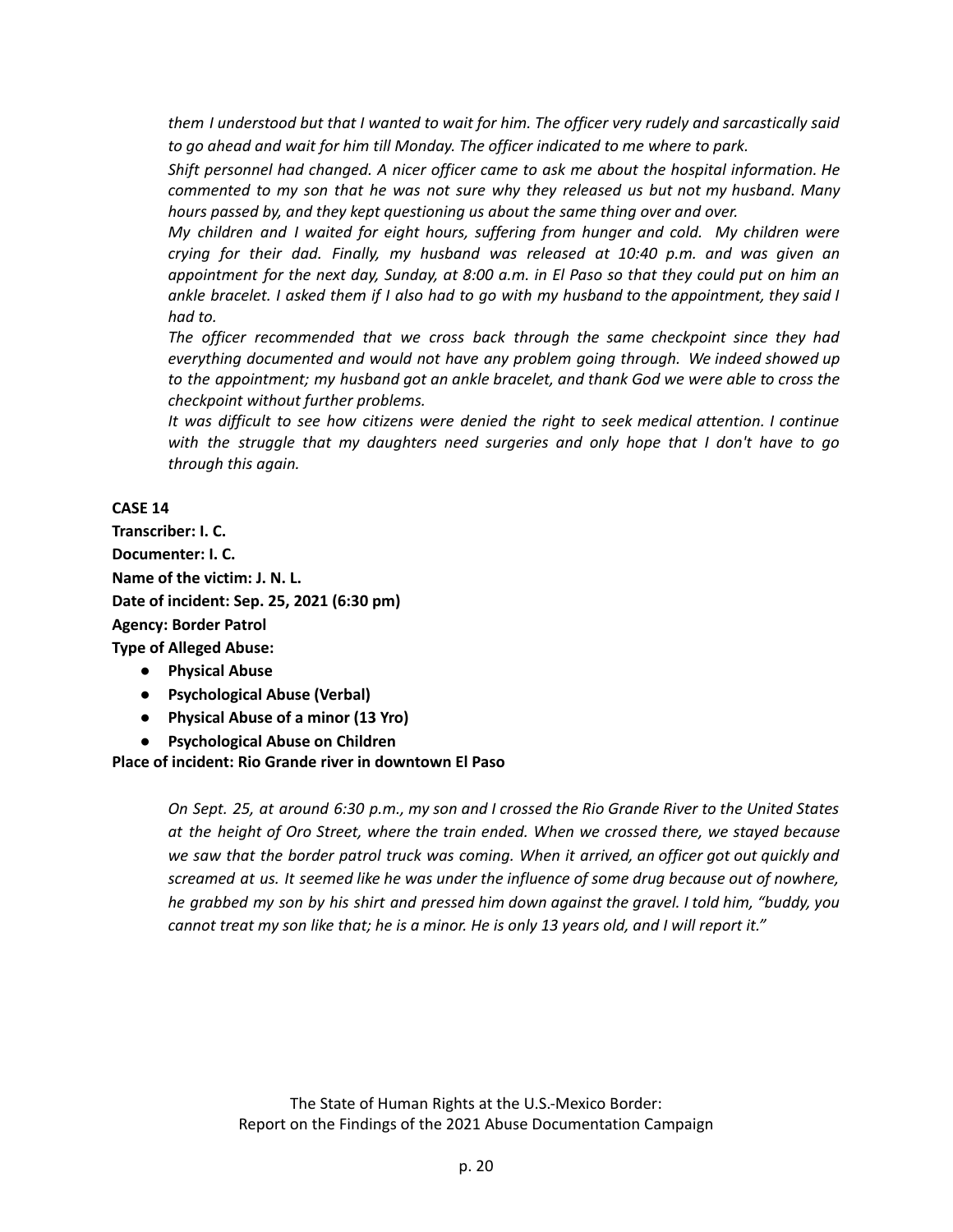*them I understood but that I wanted to wait for him. The officer very rudely and sarcastically said to go ahead and wait for him till Monday. The officer indicated to me where to park.*

*Shift personnel had changed. A nicer officer came to ask me about the hospital information. He commented to my son that he was not sure why they released us but not my husband. Many hours passed by, and they kept questioning us about the same thing over and over.*

*My children and I waited for eight hours, suffering from hunger and cold. My children were crying for their dad. Finally, my husband was released at 10:40 p.m. and was given an appointment for the next day, Sunday, at 8:00 a.m. in El Paso so that they could put on him an ankle bracelet. I asked them if I also had to go with my husband to the appointment, they said I had to.*

*The officer recommended that we cross back through the same checkpoint since they had everything documented and would not have any problem going through. We indeed showed up to the appointment; my husband got an ankle bracelet, and thank God we were able to cross the checkpoint without further problems.*

*It was difficult to see how citizens were denied the right to seek medical attention. I continue with the struggle that my daughters need surgeries and only hope that I don't have to go through this again.*

**CASE 14**

**Transcriber: I. C.**

**Documenter: I. C.**

**Name of the victim: J. N. L.**

**Date of incident: Sep. 25, 2021 (6:30 pm)**

**Agency: Border Patrol**

**Type of Alleged Abuse:**

- **Physical Abuse**
- **Psychological Abuse (Verbal)**
- **Physical Abuse of a minor (13 Yro)**
- **Psychological Abuse on Children**

**Place of incident: Rio Grande river in downtown El Paso**

*On Sept. 25, at around 6:30 p.m., my son and I crossed the Rio Grande River to the United States at the height of Oro Street, where the train ended. When we crossed there, we stayed because we saw that the border patrol truck was coming. When it arrived, an officer got out quickly and screamed at us. It seemed like he was under the influence of some drug because out of nowhere, he grabbed my son by his shirt and pressed him down against the gravel. I told him, "buddy, you cannot treat my son like that; he is a minor. He is only 13 years old, and I will report it."*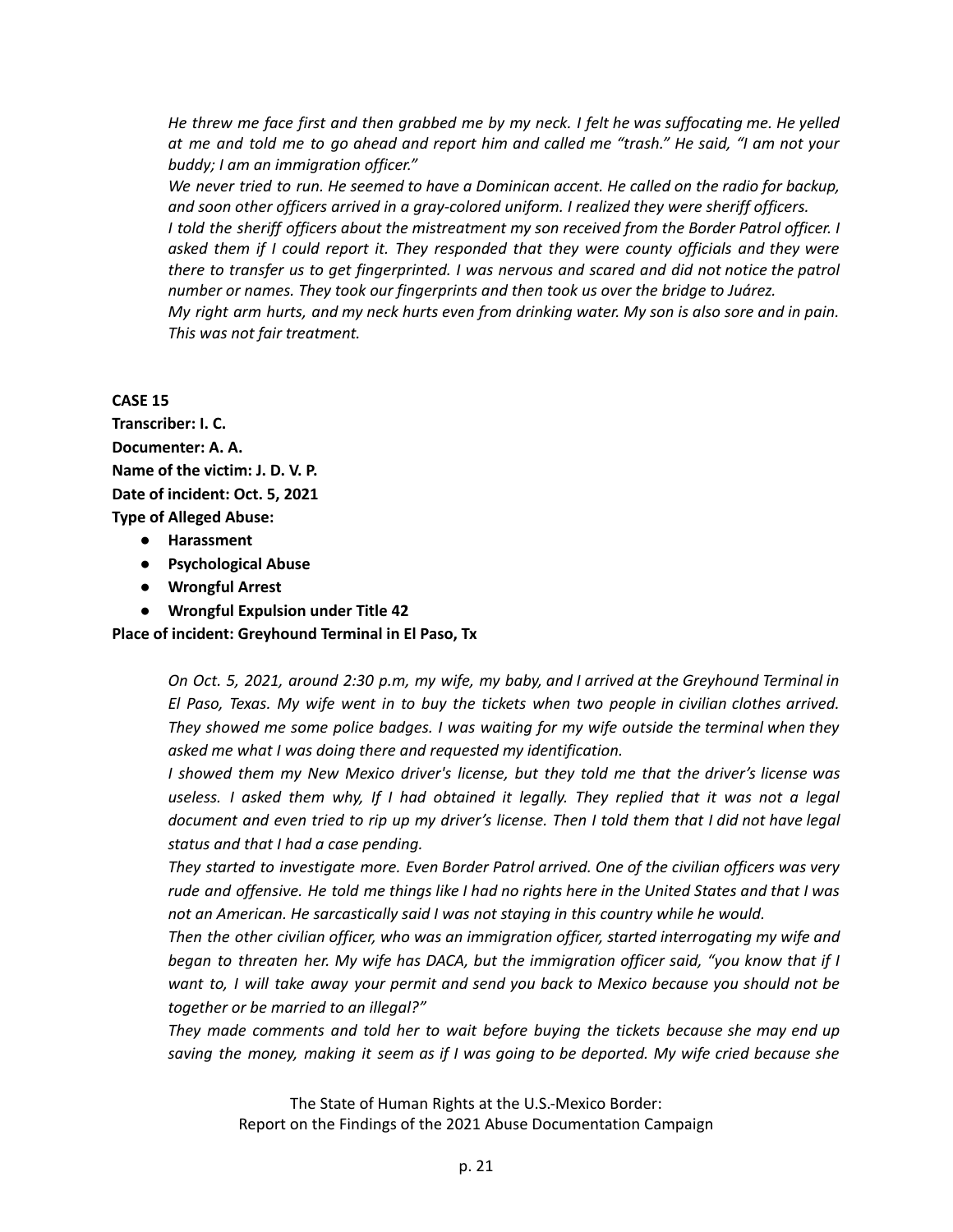*He threw me face first and then grabbed me by my neck. I felt he was suffocating me. He yelled at me and told me to go ahead and report him and called me "trash." He said, "I am not your buddy; I am an immigration officer."*

*We never tried to run. He seemed to have a Dominican accent. He called on the radio for backup, and soon other officers arrived in a gray-colored uniform. I realized they were sheriff officers.*

*I told the sheriff officers about the mistreatment my son received from the Border Patrol officer. I asked them if I could report it. They responded that they were county officials and they were there to transfer us to get fingerprinted. I was nervous and scared and did not notice the patrol number or names. They took our fingerprints and then took us over the bridge to Juárez.*

*My right arm hurts, and my neck hurts even from drinking water. My son is also sore and in pain. This was not fair treatment.*

**CASE 15**
**Transcriber: I. C.**
**Documenter: A. A.**
**Name of the victim: J. D. V. P.**
**Date of incident: Oct. 5, 2021**
**Type of Alleged Abuse:**

- **Harassment**
- **Psychological Abuse**
- **Wrongful Arrest**
- **Wrongful Expulsion under Title 42**

**Place of incident: Greyhound Terminal in El Paso, Tx**

*On Oct. 5, 2021, around 2:30 p.m, my wife, my baby, and I arrived at the Greyhound Terminal in El Paso, Texas. My wife went in to buy the tickets when two people in civilian clothes arrived. They showed me some police badges. I was waiting for my wife outside the terminal when they asked me what I was doing there and requested my identification.*

*I showed them my New Mexico driver's license, but they told me that the driver's license was useless. I asked them why, If I had obtained it legally. They replied that it was not a legal document and even tried to rip up my driver's license. Then I told them that I did not have legal status and that I had a case pending.*

*They started to investigate more. Even Border Patrol arrived. One of the civilian officers was very rude and offensive. He told me things like I had no rights here in the United States and that I was not an American. He sarcastically said I was not staying in this country while he would.*

*Then the other civilian officer, who was an immigration officer, started interrogating my wife and began to threaten her. My wife has DACA, but the immigration officer said, "you know that if I want to, I will take away your permit and send you back to Mexico because you should not be together or be married to an illegal?"*

*They made comments and told her to wait before buying the tickets because she may end up saving the money, making it seem as if I was going to be deported. My wife cried because she*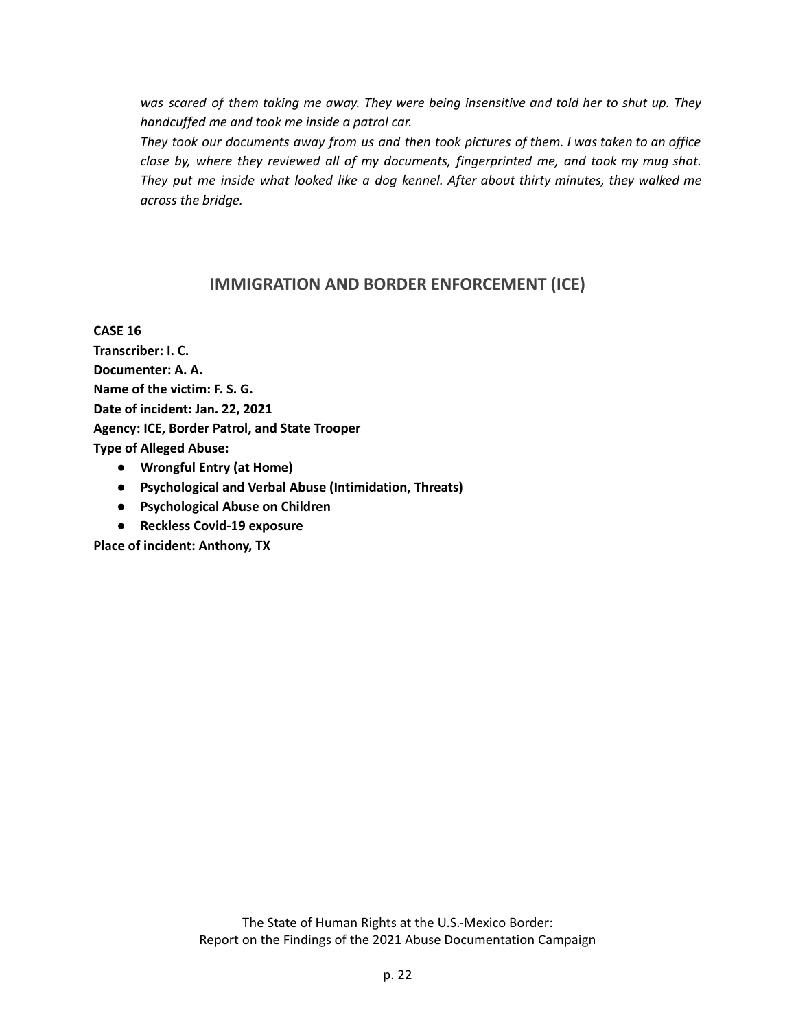*was scared of them taking me away. They were being insensitive and told her to shut up. They handcuffed me and took me inside a patrol car.*

*They took our documents away from us and then took pictures of them. I was taken to an office close by, where they reviewed all of my documents, fingerprinted me, and took my mug shot. They put me inside what looked like a dog kennel. After about thirty minutes, they walked me across the bridge.*

## IMMIGRATION AND BORDER ENFORCEMENT (ICE)

**CASE 16**
**Transcriber: I. C.**
**Documenter: A. A.**
**Name of the victim: F. S. G.**
**Date of incident: Jan. 22, 2021**
**Agency: ICE, Border Patrol, and State Trooper**
**Type of Alleged Abuse:**

- **Wrongful Entry (at Home)**
- **Psychological and Verbal Abuse (Intimidation, Threats)**
- **Psychological Abuse on Children**
- **Reckless Covid-19 exposure**

**Place of incident: Anthony, TX**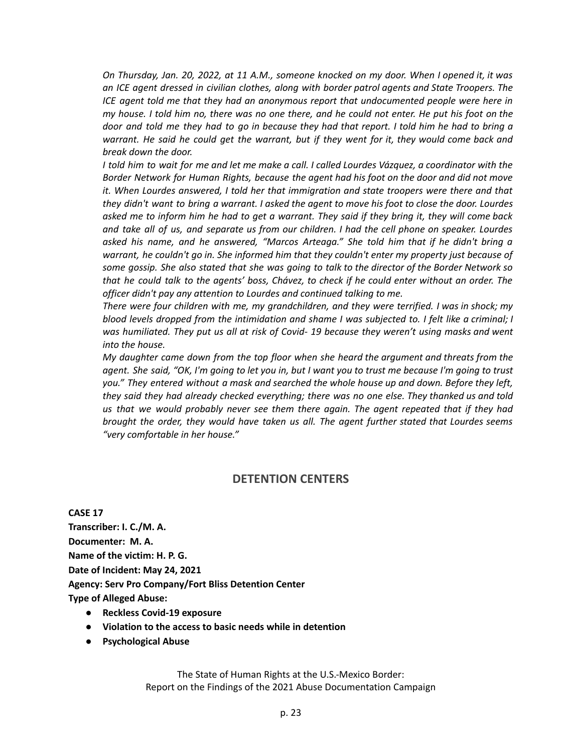*On Thursday, Jan. 20, 2022, at 11 A.M., someone knocked on my door. When I opened it, it was an ICE agent dressed in civilian clothes, along with border patrol agents and State Troopers. The ICE agent told me that they had an anonymous report that undocumented people were here in my house. I told him no, there was no one there, and he could not enter. He put his foot on the door and told me they had to go in because they had that report. I told him he had to bring a warrant. He said he could get the warrant, but if they went for it, they would come back and break down the door.*

*I told him to wait for me and let me make a call. I called Lourdes Vázquez, a coordinator with the Border Network for Human Rights, because the agent had his foot on the door and did not move it. When Lourdes answered, I told her that immigration and state troopers were there and that they didn't want to bring a warrant. I asked the agent to move his foot to close the door. Lourdes asked me to inform him he had to get a warrant. They said if they bring it, they will come back and take all of us, and separate us from our children. I had the cell phone on speaker. Lourdes asked his name, and he answered, "Marcos Arteaga." She told him that if he didn't bring a warrant, he couldn't go in. She informed him that they couldn't enter my property just because of some gossip. She also stated that she was going to talk to the director of the Border Network so that he could talk to the agents' boss, Chávez, to check if he could enter without an order. The officer didn't pay any attention to Lourdes and continued talking to me.*

*There were four children with me, my grandchildren, and they were terrified. I was in shock; my blood levels dropped from the intimidation and shame I was subjected to. I felt like a criminal; I was humiliated. They put us all at risk of Covid- 19 because they weren't using masks and went into the house.*

*My daughter came down from the top floor when she heard the argument and threats from the agent. She said, "OK, I'm going to let you in, but I want you to trust me because I'm going to trust you." They entered without a mask and searched the whole house up and down. Before they left, they said they had already checked everything; there was no one else. They thanked us and told us that we would probably never see them there again. The agent repeated that if they had brought the order, they would have taken us all. The agent further stated that Lourdes seems "very comfortable in her house."*

## DETENTION CENTERS

**CASE 17**

**Transcriber: I. C./M. A.**

**Documenter: M. A.**

**Name of the victim: H. P. G.**

**Date of Incident: May 24, 2021**

**Agency: Serv Pro Company/Fort Bliss Detention Center**

**Type of Alleged Abuse:**

- **Reckless Covid-19 exposure**
- **Violation to the access to basic needs while in detention**
- **Psychological Abuse**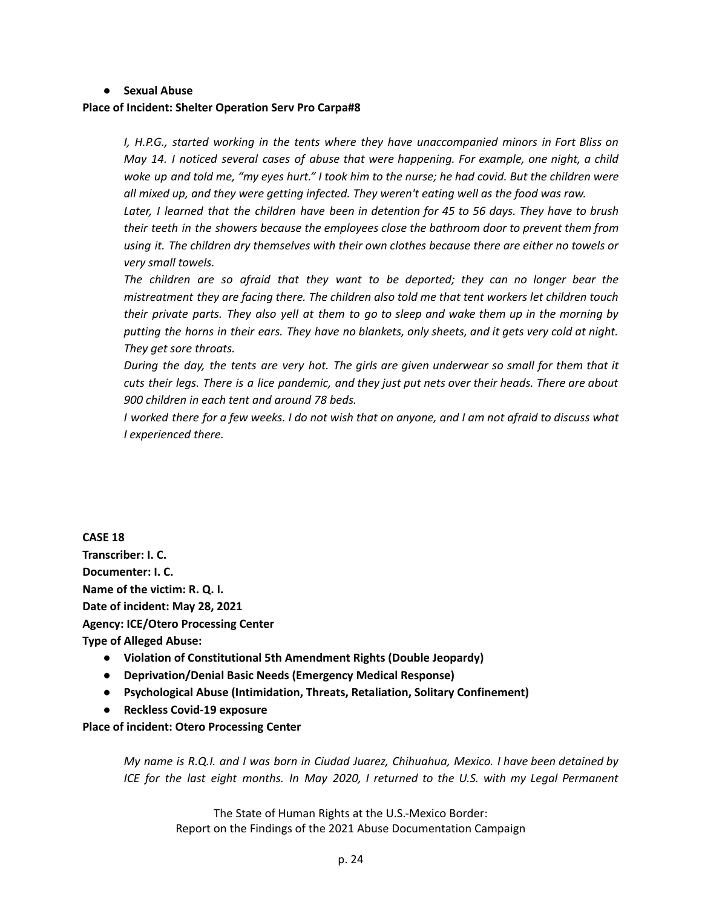- **Sexual Abuse**

**Place of Incident: Shelter Operation Serv Pro Carpa#8**

> *I, H.P.G., started working in the tents where they have unaccompanied minors in Fort Bliss on May 14. I noticed several cases of abuse that were happening. For example, one night, a child woke up and told me, "my eyes hurt." I took him to the nurse; he had covid. But the children were all mixed up, and they were getting infected. They weren't eating well as the food was raw.*
>
> *Later, I learned that the children have been in detention for 45 to 56 days. They have to brush their teeth in the showers because the employees close the bathroom door to prevent them from using it. The children dry themselves with their own clothes because there are either no towels or very small towels.*
>
> *The children are so afraid that they want to be deported; they can no longer bear the mistreatment they are facing there. The children also told me that tent workers let children touch their private parts. They also yell at them to go to sleep and wake them up in the morning by putting the horns in their ears. They have no blankets, only sheets, and it gets very cold at night. They get sore throats.*
>
> *During the day, the tents are very hot. The girls are given underwear so small for them that it cuts their legs. There is a lice pandemic, and they just put nets over their heads. There are about 900 children in each tent and around 78 beds.*
>
> *I worked there for a few weeks. I do not wish that on anyone, and I am not afraid to discuss what I experienced there.*

**CASE 18**

**Transcriber: I. C.**

**Documenter: I. C.**

**Name of the victim: R. Q. I.**

**Date of incident: May 28, 2021**

**Agency: ICE/Otero Processing Center**

**Type of Alleged Abuse:**

- **Violation of Constitutional 5th Amendment Rights (Double Jeopardy)**
- **Deprivation/Denial Basic Needs (Emergency Medical Response)**
- **Psychological Abuse (Intimidation, Threats, Retaliation, Solitary Confinement)**
- **Reckless Covid-19 exposure**

**Place of incident: Otero Processing Center**

> *My name is R.Q.I. and I was born in Ciudad Juarez, Chihuahua, Mexico. I have been detained by ICE for the last eight months. In May 2020, I returned to the U.S. with my Legal Permanent*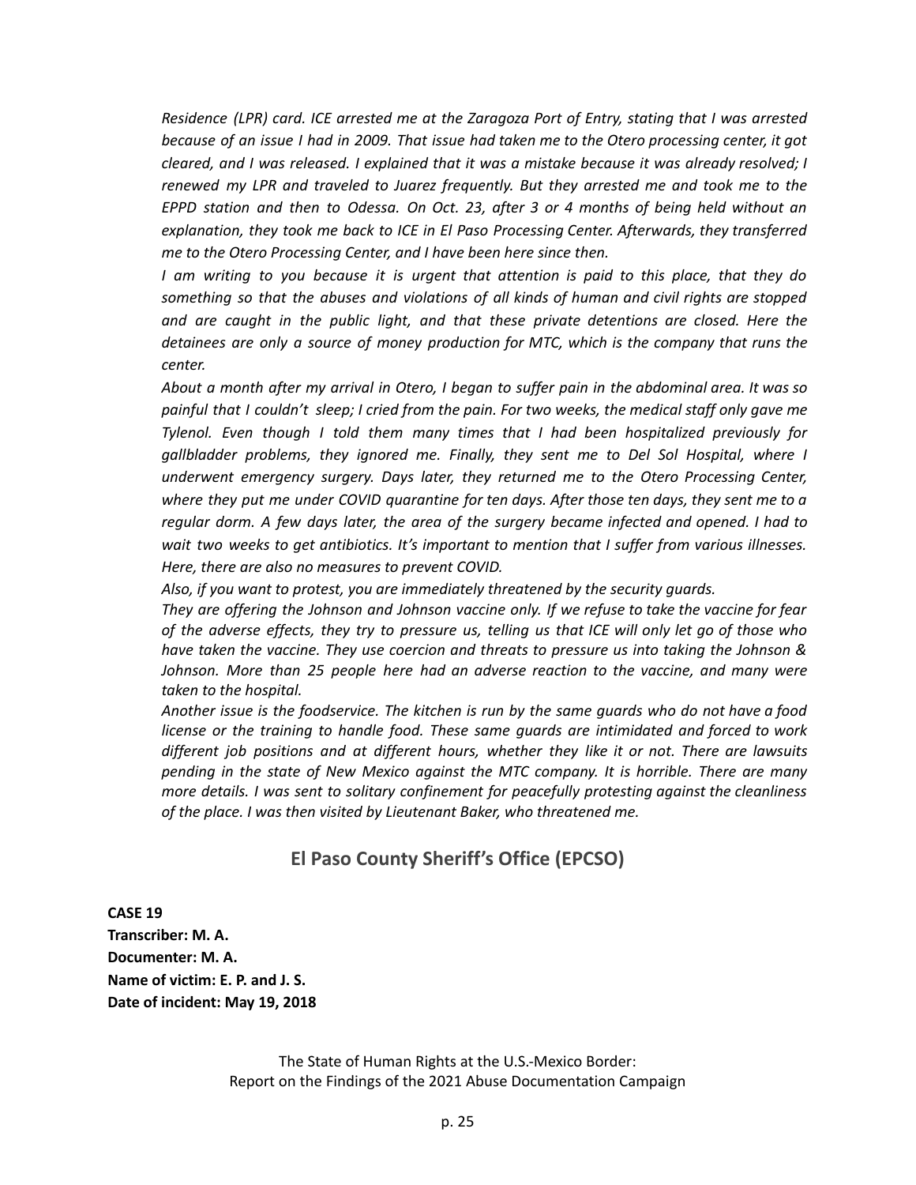*Residence (LPR) card. ICE arrested me at the Zaragoza Port of Entry, stating that I was arrested because of an issue I had in 2009. That issue had taken me to the Otero processing center, it got cleared, and I was released. I explained that it was a mistake because it was already resolved; I renewed my LPR and traveled to Juarez frequently. But they arrested me and took me to the EPPD station and then to Odessa. On Oct. 23, after 3 or 4 months of being held without an explanation, they took me back to ICE in El Paso Processing Center. Afterwards, they transferred me to the Otero Processing Center, and I have been here since then.*

*I am writing to you because it is urgent that attention is paid to this place, that they do something so that the abuses and violations of all kinds of human and civil rights are stopped and are caught in the public light, and that these private detentions are closed. Here the detainees are only a source of money production for MTC, which is the company that runs the center.*

*About a month after my arrival in Otero, I began to suffer pain in the abdominal area. It was so painful that I couldn't sleep; I cried from the pain. For two weeks, the medical staff only gave me Tylenol. Even though I told them many times that I had been hospitalized previously for gallbladder problems, they ignored me. Finally, they sent me to Del Sol Hospital, where I underwent emergency surgery. Days later, they returned me to the Otero Processing Center, where they put me under COVID quarantine for ten days. After those ten days, they sent me to a regular dorm. A few days later, the area of the surgery became infected and opened. I had to wait two weeks to get antibiotics. It's important to mention that I suffer from various illnesses. Here, there are also no measures to prevent COVID.*

*Also, if you want to protest, you are immediately threatened by the security guards.*

*They are offering the Johnson and Johnson vaccine only. If we refuse to take the vaccine for fear of the adverse effects, they try to pressure us, telling us that ICE will only let go of those who have taken the vaccine. They use coercion and threats to pressure us into taking the Johnson & Johnson. More than 25 people here had an adverse reaction to the vaccine, and many were taken to the hospital.*

*Another issue is the foodservice. The kitchen is run by the same guards who do not have a food license or the training to handle food. These same guards are intimidated and forced to work different job positions and at different hours, whether they like it or not. There are lawsuits pending in the state of New Mexico against the MTC company. It is horrible. There are many more details. I was sent to solitary confinement for peacefully protesting against the cleanliness of the place. I was then visited by Lieutenant Baker, who threatened me.*

## El Paso County Sheriff's Office (EPCSO)

**CASE 19**
**Transcriber: M. A.**
**Documenter: M. A.**
**Name of victim: E. P. and J. S.**
**Date of incident: May 19, 2018**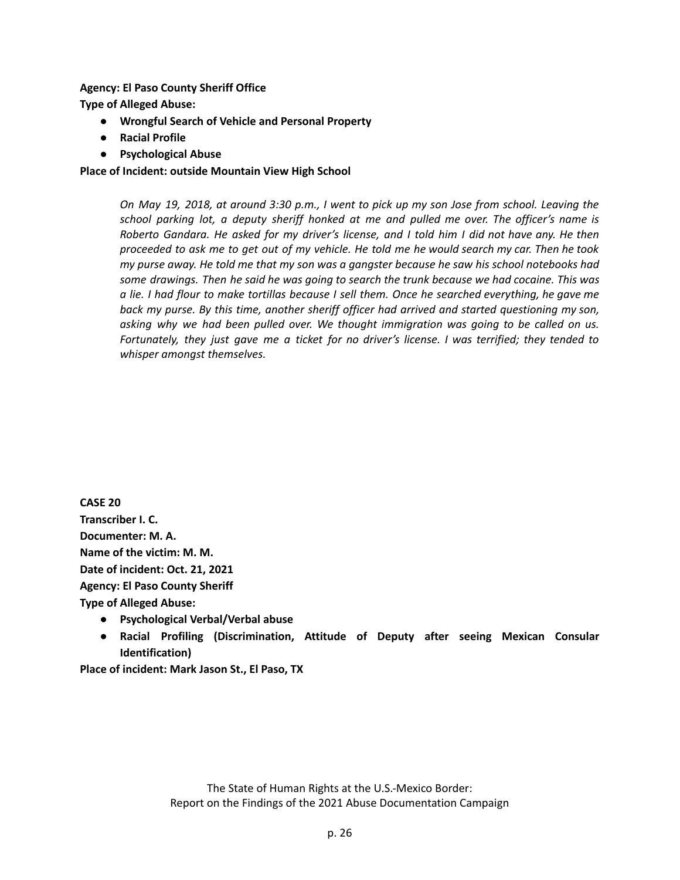**Agency: El Paso County Sheriff Office**

**Type of Alleged Abuse:**

- **Wrongful Search of Vehicle and Personal Property**
- **Racial Profile**
- **Psychological Abuse**

**Place of Incident: outside Mountain View High School**

> *On May 19, 2018, at around 3:30 p.m., I went to pick up my son Jose from school. Leaving the school parking lot, a deputy sheriff honked at me and pulled me over. The officer's name is Roberto Gandara. He asked for my driver's license, and I told him I did not have any. He then proceeded to ask me to get out of my vehicle. He told me he would search my car. Then he took my purse away. He told me that my son was a gangster because he saw his school notebooks had some drawings. Then he said he was going to search the trunk because we had cocaine. This was a lie. I had flour to make tortillas because I sell them. Once he searched everything, he gave me back my purse. By this time, another sheriff officer had arrived and started questioning my son, asking why we had been pulled over. We thought immigration was going to be called on us. Fortunately, they just gave me a ticket for no driver's license. I was terrified; they tended to whisper amongst themselves.*

**CASE 20**

**Transcriber I. C.**

**Documenter: M. A.**

**Name of the victim: M. M.**

**Date of incident: Oct. 21, 2021**

**Agency: El Paso County Sheriff**

**Type of Alleged Abuse:**

- **Psychological Verbal/Verbal abuse**
- **Racial Profiling (Discrimination, Attitude of Deputy after seeing Mexican Consular Identification)**

**Place of incident: Mark Jason St., El Paso, TX**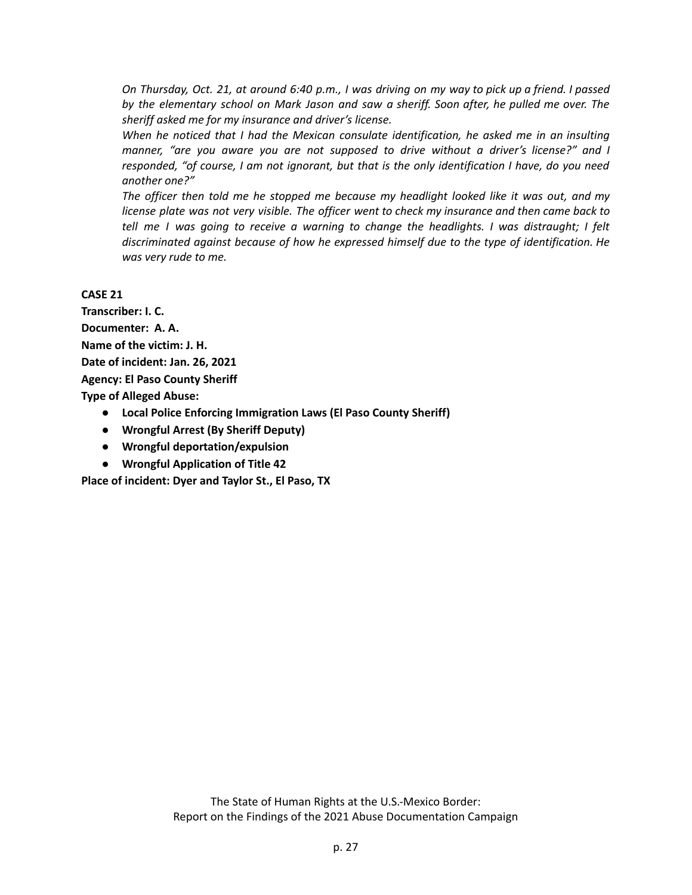*On Thursday, Oct. 21, at around 6:40 p.m., I was driving on my way to pick up a friend. I passed by the elementary school on Mark Jason and saw a sheriff. Soon after, he pulled me over. The sheriff asked me for my insurance and driver's license.*

*When he noticed that I had the Mexican consulate identification, he asked me in an insulting manner, "are you aware you are not supposed to drive without a driver's license?" and I responded, "of course, I am not ignorant, but that is the only identification I have, do you need another one?"*

*The officer then told me he stopped me because my headlight looked like it was out, and my license plate was not very visible. The officer went to check my insurance and then came back to tell me I was going to receive a warning to change the headlights. I was distraught; I felt discriminated against because of how he expressed himself due to the type of identification. He was very rude to me.*

**CASE 21**

**Transcriber: I. C.**

**Documenter: A. A.**

**Name of the victim: J. H.**

**Date of incident: Jan. 26, 2021**

**Agency: El Paso County Sheriff**

**Type of Alleged Abuse:**

- **Local Police Enforcing Immigration Laws (El Paso County Sheriff)**
- **Wrongful Arrest (By Sheriff Deputy)**
- **Wrongful deportation/expulsion**
- **Wrongful Application of Title 42**

**Place of incident: Dyer and Taylor St., El Paso, TX**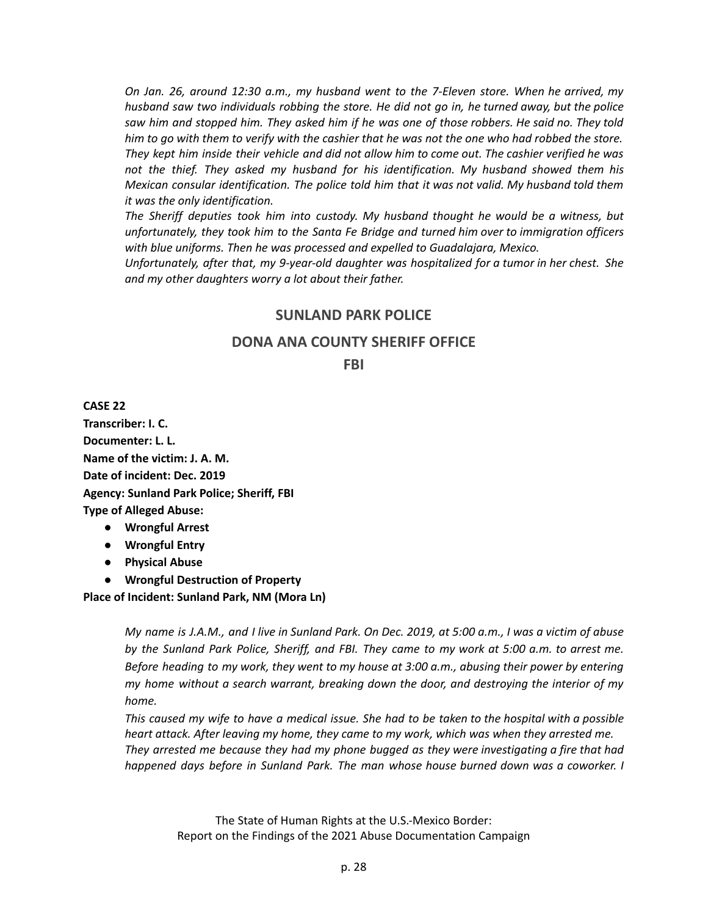*On Jan. 26, around 12:30 a.m., my husband went to the 7-Eleven store. When he arrived, my husband saw two individuals robbing the store. He did not go in, he turned away, but the police saw him and stopped him. They asked him if he was one of those robbers. He said no. They told him to go with them to verify with the cashier that he was not the one who had robbed the store. They kept him inside their vehicle and did not allow him to come out. The cashier verified he was not the thief. They asked my husband for his identification. My husband showed them his Mexican consular identification. The police told him that it was not valid. My husband told them it was the only identification.*

*The Sheriff deputies took him into custody. My husband thought he would be a witness, but unfortunately, they took him to the Santa Fe Bridge and turned him over to immigration officers with blue uniforms. Then he was processed and expelled to Guadalajara, Mexico.*

*Unfortunately, after that, my 9-year-old daughter was hospitalized for a tumor in her chest. She and my other daughters worry a lot about their father.*

## SUNLAND PARK POLICE

## DONA ANA COUNTY SHERIFF OFFICE

## FBI

**CASE 22**
**Transcriber: I. C.**
**Documenter: L. L.**
**Name of the victim: J. A. M.**
**Date of incident: Dec. 2019**
**Agency: Sunland Park Police; Sheriff, FBI**
**Type of Alleged Abuse:**

- **Wrongful Arrest**
- **Wrongful Entry**
- **Physical Abuse**
- **Wrongful Destruction of Property**

**Place of Incident: Sunland Park, NM (Mora Ln)**

*My name is J.A.M., and I live in Sunland Park. On Dec. 2019, at 5:00 a.m., I was a victim of abuse by the Sunland Park Police, Sheriff, and FBI. They came to my work at 5:00 a.m. to arrest me. Before heading to my work, they went to my house at 3:00 a.m., abusing their power by entering my home without a search warrant, breaking down the door, and destroying the interior of my home.*

*This caused my wife to have a medical issue. She had to be taken to the hospital with a possible heart attack. After leaving my home, they came to my work, which was when they arrested me. They arrested me because they had my phone bugged as they were investigating a fire that had happened days before in Sunland Park. The man whose house burned down was a coworker. I*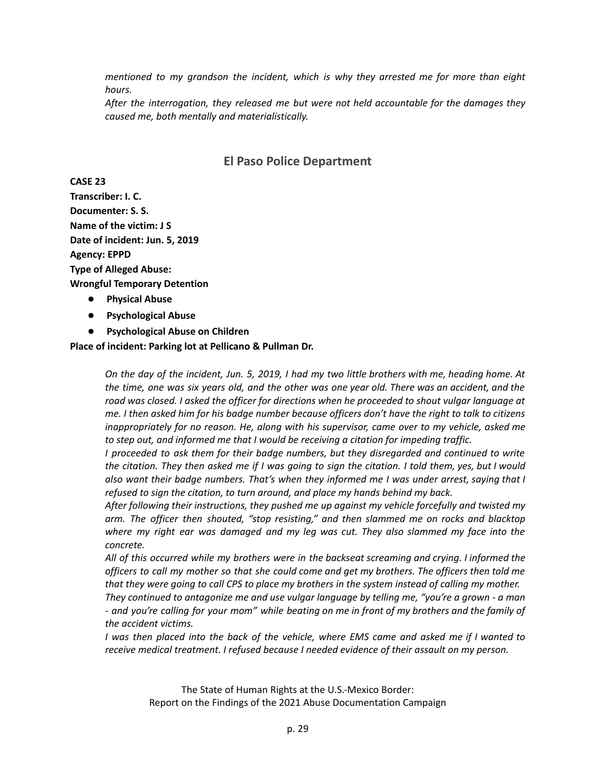*mentioned to my grandson the incident, which is why they arrested me for more than eight hours.*

*After the interrogation, they released me but were not held accountable for the damages they caused me, both mentally and materialistically.*

## El Paso Police Department

**CASE 23**
**Transcriber: I. C.**
**Documenter: S. S.**
**Name of the victim: J S**
**Date of incident: Jun. 5, 2019**
**Agency: EPPD**
**Type of Alleged Abuse:**
**Wrongful Temporary Detention**

- **Physical Abuse**
- **Psychological Abuse**
- **Psychological Abuse on Children**

**Place of incident: Parking lot at Pellicano & Pullman Dr.**

*On the day of the incident, Jun. 5, 2019, I had my two little brothers with me, heading home. At the time, one was six years old, and the other was one year old. There was an accident, and the road was closed. I asked the officer for directions when he proceeded to shout vulgar language at me. I then asked him for his badge number because officers don't have the right to talk to citizens inappropriately for no reason. He, along with his supervisor, came over to my vehicle, asked me to step out, and informed me that I would be receiving a citation for impeding traffic.*

*I proceeded to ask them for their badge numbers, but they disregarded and continued to write the citation. They then asked me if I was going to sign the citation. I told them, yes, but I would also want their badge numbers. That's when they informed me I was under arrest, saying that I refused to sign the citation, to turn around, and place my hands behind my back.*

*After following their instructions, they pushed me up against my vehicle forcefully and twisted my arm. The officer then shouted, "stop resisting," and then slammed me on rocks and blacktop where my right ear was damaged and my leg was cut. They also slammed my face into the concrete.*

*All of this occurred while my brothers were in the backseat screaming and crying. I informed the officers to call my mother so that she could come and get my brothers. The officers then told me that they were going to call CPS to place my brothers in the system instead of calling my mother.*

*They continued to antagonize me and use vulgar language by telling me, "you're a grown - a man - and you're calling for your mom" while beating on me in front of my brothers and the family of the accident victims.*

*I was then placed into the back of the vehicle, where EMS came and asked me if I wanted to receive medical treatment. I refused because I needed evidence of their assault on my person.*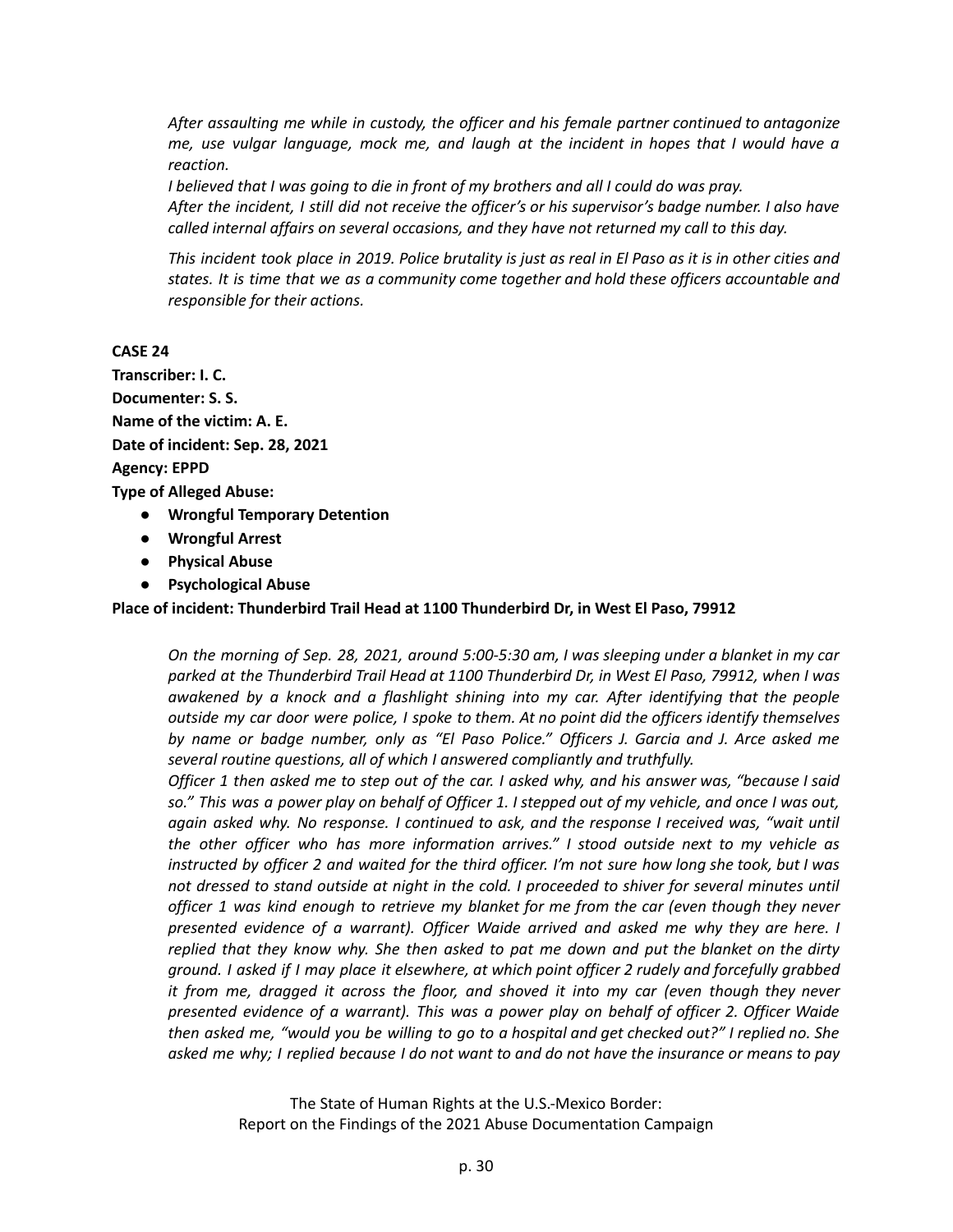*After assaulting me while in custody, the officer and his female partner continued to antagonize me, use vulgar language, mock me, and laugh at the incident in hopes that I would have a reaction.*
*I believed that I was going to die in front of my brothers and all I could do was pray.*
*After the incident, I still did not receive the officer's or his supervisor's badge number. I also have called internal affairs on several occasions, and they have not returned my call to this day.*

*This incident took place in 2019. Police brutality is just as real in El Paso as it is in other cities and states. It is time that we as a community come together and hold these officers accountable and responsible for their actions.*

**CASE 24**

**Transcriber: I. C.**

**Documenter: S. S.**

**Name of the victim: A. E.**

**Date of incident: Sep. 28, 2021**

**Agency: EPPD**

**Type of Alleged Abuse:**

- **Wrongful Temporary Detention**
- **Wrongful Arrest**
- **Physical Abuse**
- **Psychological Abuse**

**Place of incident: Thunderbird Trail Head at 1100 Thunderbird Dr, in West El Paso, 79912**

*On the morning of Sep. 28, 2021, around 5:00-5:30 am, I was sleeping under a blanket in my car parked at the Thunderbird Trail Head at 1100 Thunderbird Dr, in West El Paso, 79912, when I was awakened by a knock and a flashlight shining into my car. After identifying that the people outside my car door were police, I spoke to them. At no point did the officers identify themselves by name or badge number, only as "El Paso Police." Officers J. Garcia and J. Arce asked me several routine questions, all of which I answered compliantly and truthfully.*
*Officer 1 then asked me to step out of the car. I asked why, and his answer was, "because I said so." This was a power play on behalf of Officer 1. I stepped out of my vehicle, and once I was out, again asked why. No response. I continued to ask, and the response I received was, "wait until the other officer who has more information arrives." I stood outside next to my vehicle as instructed by officer 2 and waited for the third officer. I'm not sure how long she took, but I was not dressed to stand outside at night in the cold. I proceeded to shiver for several minutes until officer 1 was kind enough to retrieve my blanket for me from the car (even though they never presented evidence of a warrant). Officer Waide arrived and asked me why they are here. I replied that they know why. She then asked to pat me down and put the blanket on the dirty ground. I asked if I may place it elsewhere, at which point officer 2 rudely and forcefully grabbed it from me, dragged it across the floor, and shoved it into my car (even though they never presented evidence of a warrant). This was a power play on behalf of officer 2. Officer Waide then asked me, "would you be willing to go to a hospital and get checked out?" I replied no. She asked me why; I replied because I do not want to and do not have the insurance or means to pay*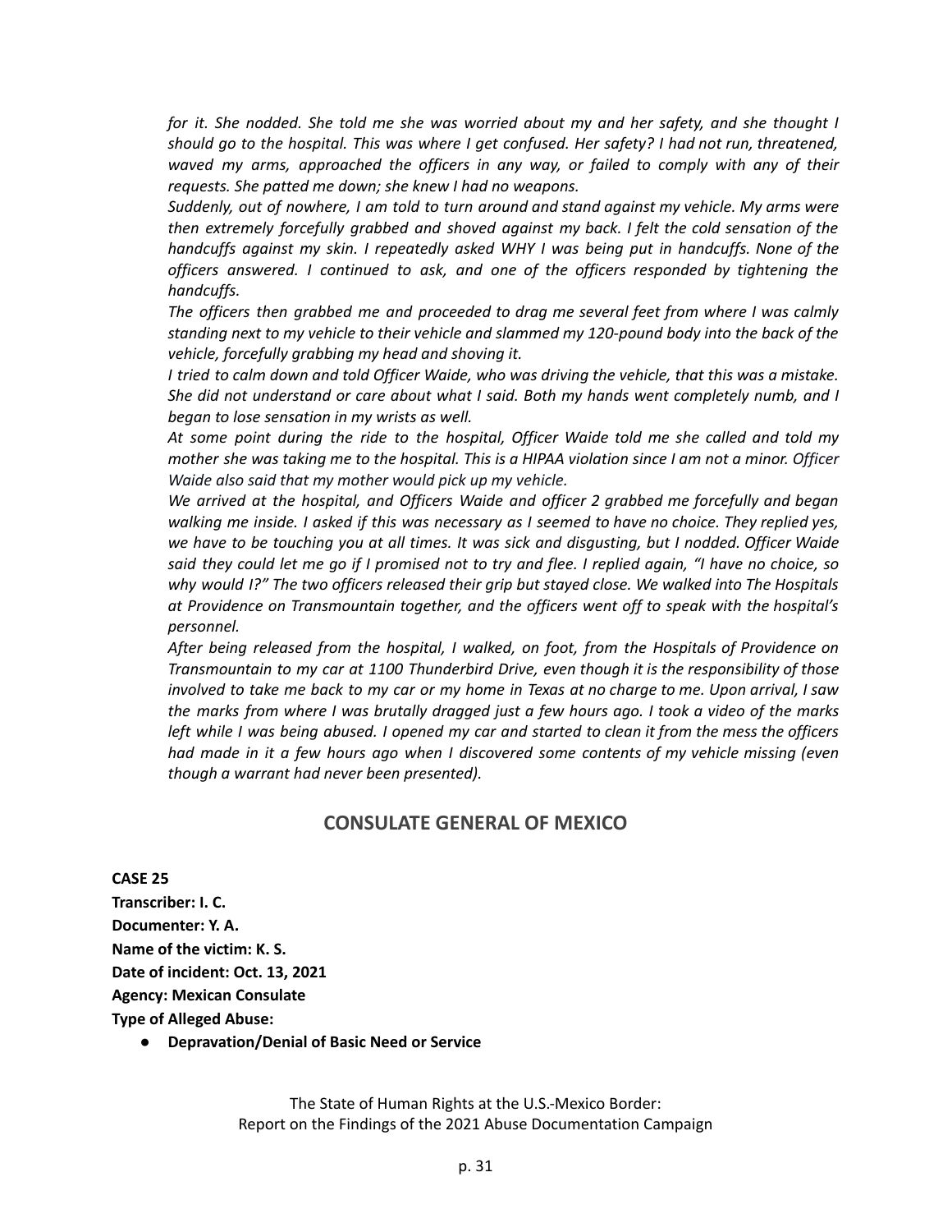*for it. She nodded. She told me she was worried about my and her safety, and she thought I should go to the hospital. This was where I get confused. Her safety? I had not run, threatened, waved my arms, approached the officers in any way, or failed to comply with any of their requests. She patted me down; she knew I had no weapons.*

*Suddenly, out of nowhere, I am told to turn around and stand against my vehicle. My arms were then extremely forcefully grabbed and shoved against my back. I felt the cold sensation of the handcuffs against my skin. I repeatedly asked WHY I was being put in handcuffs. None of the officers answered. I continued to ask, and one of the officers responded by tightening the handcuffs.*

*The officers then grabbed me and proceeded to drag me several feet from where I was calmly standing next to my vehicle to their vehicle and slammed my 120-pound body into the back of the vehicle, forcefully grabbing my head and shoving it.*

*I tried to calm down and told Officer Waide, who was driving the vehicle, that this was a mistake. She did not understand or care about what I said. Both my hands went completely numb, and I began to lose sensation in my wrists as well.*

*At some point during the ride to the hospital, Officer Waide told me she called and told my mother she was taking me to the hospital. This is a HIPAA violation since I am not a minor. Officer Waide also said that my mother would pick up my vehicle.*

*We arrived at the hospital, and Officers Waide and officer 2 grabbed me forcefully and began walking me inside. I asked if this was necessary as I seemed to have no choice. They replied yes, we have to be touching you at all times. It was sick and disgusting, but I nodded. Officer Waide said they could let me go if I promised not to try and flee. I replied again, "I have no choice, so why would I?" The two officers released their grip but stayed close. We walked into The Hospitals at Providence on Transmountain together, and the officers went off to speak with the hospital's personnel.*

*After being released from the hospital, I walked, on foot, from the Hospitals of Providence on Transmountain to my car at 1100 Thunderbird Drive, even though it is the responsibility of those involved to take me back to my car or my home in Texas at no charge to me. Upon arrival, I saw the marks from where I was brutally dragged just a few hours ago. I took a video of the marks left while I was being abused. I opened my car and started to clean it from the mess the officers had made in it a few hours ago when I discovered some contents of my vehicle missing (even though a warrant had never been presented).*

## CONSULATE GENERAL OF MEXICO

**CASE 25**
**Transcriber: I. C.**
**Documenter: Y. A.**
**Name of the victim: K. S.**
**Date of incident: Oct. 13, 2021**
**Agency: Mexican Consulate**
**Type of Alleged Abuse:**

- **Depravation/Denial of Basic Need or Service**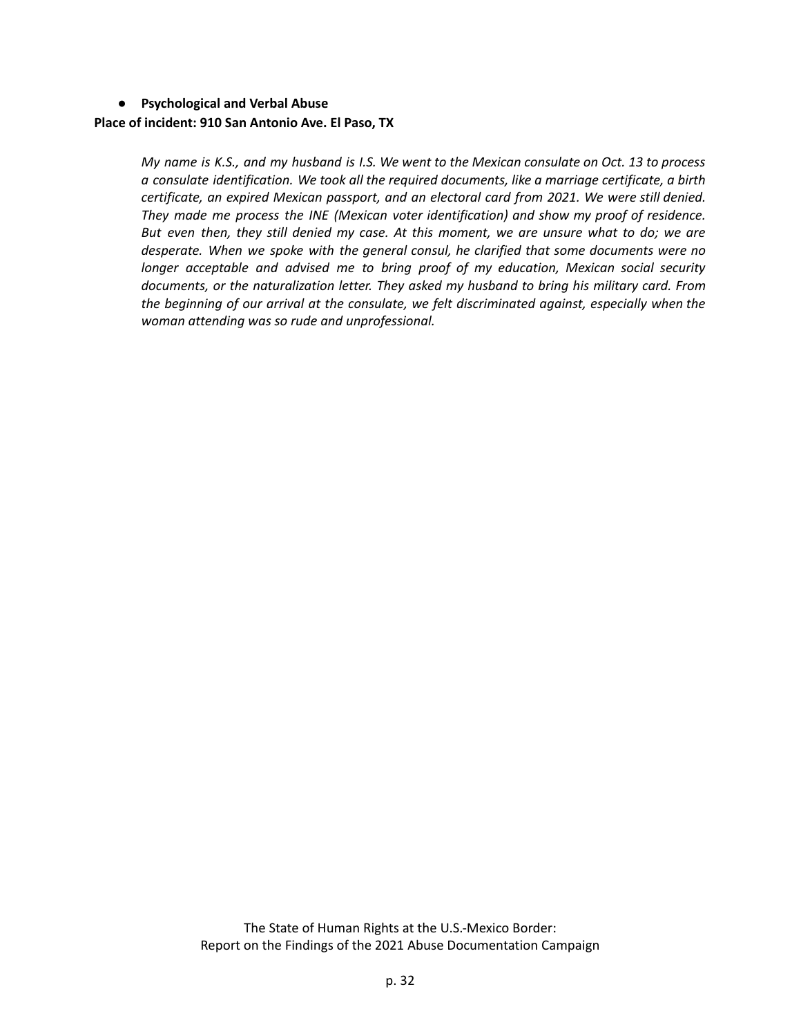- **Psychological and Verbal Abuse**

**Place of incident: 910 San Antonio Ave. El Paso, TX**

> *My name is K.S., and my husband is I.S. We went to the Mexican consulate on Oct. 13 to process a consulate identification. We took all the required documents, like a marriage certificate, a birth certificate, an expired Mexican passport, and an electoral card from 2021. We were still denied. They made me process the INE (Mexican voter identification) and show my proof of residence. But even then, they still denied my case. At this moment, we are unsure what to do; we are desperate. When we spoke with the general consul, he clarified that some documents were no longer acceptable and advised me to bring proof of my education, Mexican social security documents, or the naturalization letter. They asked my husband to bring his military card. From the beginning of our arrival at the consulate, we felt discriminated against, especially when the woman attending was so rude and unprofessional.*